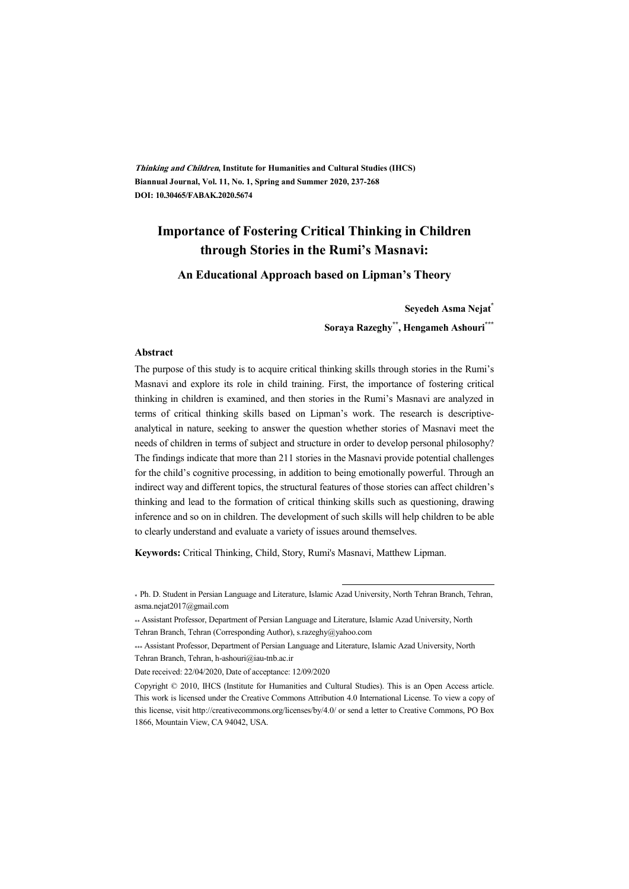*Thinking and Children*, **Institute for Humanities and Cultural Studies (IHCS)**
**Biannual Journal, Vol. 11, No. 1, Spring and Summer 2020, 237-268**
**DOI: 10.30465/FABAK.2020.5674**

# Importance of Fostering Critical Thinking in Children through Stories in the Rumi's Masnavi:

## An Educational Approach based on Lipman's Theory

**Seyedeh Asma Nejat***

**Soraya Razeghy****, **Hengameh Ashouri*****

### Abstract

The purpose of this study is to acquire critical thinking skills through stories in the Rumi's Masnavi and explore its role in child training. First, the importance of fostering critical thinking in children is examined, and then stories in the Rumi's Masnavi are analyzed in terms of critical thinking skills based on Lipman's work. The research is descriptive-analytical in nature, seeking to answer the question whether stories of Masnavi meet the needs of children in terms of subject and structure in order to develop personal philosophy? The findings indicate that more than 211 stories in the Masnavi provide potential challenges for the child's cognitive processing, in addition to being emotionally powerful. Through an indirect way and different topics, the structural features of those stories can affect children's thinking and lead to the formation of critical thinking skills such as questioning, drawing inference and so on in children. The development of such skills will help children to be able to clearly understand and evaluate a variety of issues around themselves.

**Keywords:** Critical Thinking, Child, Story, Rumi's Masnavi, Matthew Lipman.

---

* Ph. D. Student in Persian Language and Literature, Islamic Azad University, North Tehran Branch, Tehran, asma.nejat2017@gmail.com

** Assistant Professor, Department of Persian Language and Literature, Islamic Azad University, North Tehran Branch, Tehran (Corresponding Author), s.razeghy@yahoo.com

*** Assistant Professor, Department of Persian Language and Literature, Islamic Azad University, North Tehran Branch, Tehran, h-ashouri@iau-tnb.ac.ir

Date received: 22/04/2020, Date of acceptance: 12/09/2020

Copyright © 2010, IHCS (Institute for Humanities and Cultural Studies). This is an Open Access article. This work is licensed under the Creative Commons Attribution 4.0 International License. To view a copy of this license, visit http://creativecommons.org/licenses/by/4.0/ or send a letter to Creative Commons, PO Box 1866, Mountain View, CA 94042, USA.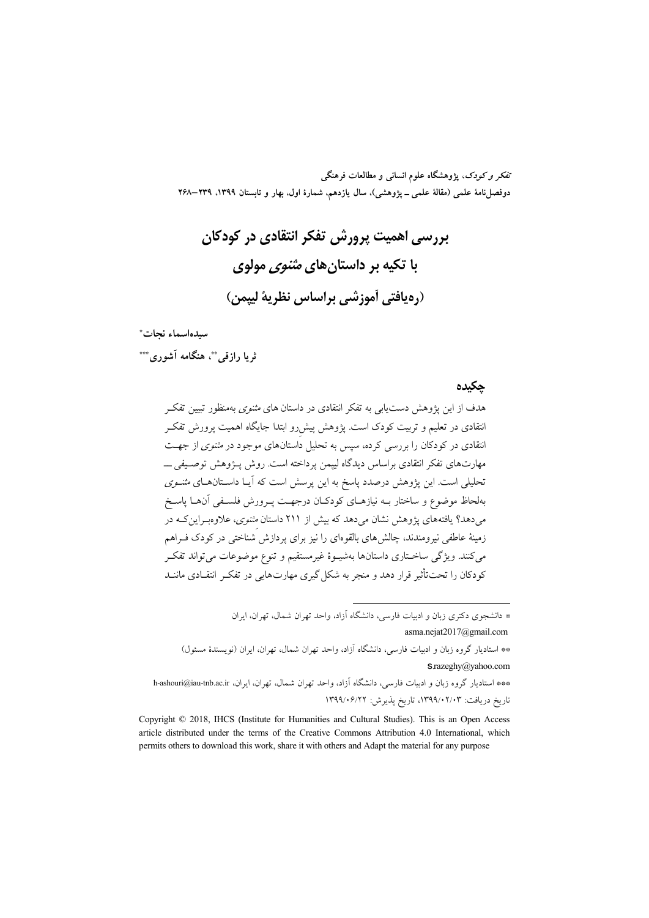*تفکر و کودک*، پژوهشگاه علوم انسانی و مطالعات فرهنگی
دوفصل‌نامهٔ علمی (مقالهٔ علمی ــ پژوهشی)، سال یازدهم، شمارهٔ اول، بهار و تابستان ۱۳۹۹، ۲۳۹–۲۶۸

# بررسی اهمیت پرورش تفکر انتقادی در کودکان با تکیه بر داستان‌های *مثنوی* مولوی (ره‌یافتی آموزشی براساس نظریهٔ لیپمن)

**سیده‌اسماء نجات**[*]

**ثریا رازقی**[**]**، هنگامه آشوری**[***]

## چکیده

هدف از این پژوهش دست‌یابی به تفکر انتقادی در داستان های *مثنوی* به‌منظور تبیین تفکر انتقادی در تعلیم و تربیت کودک است. پژوهش پیش‌رو ابتدا جایگاه اهمیت پرورش تفکر انتقادی در کودکان را بررسی کرده، سپس به تحلیل داستان‌های موجود در *مثنوی* از جهت مهارت‌های تفکر انتقادی براساس دیدگاه لیپمن پرداخته است. روش پژوهش توصیفی ــ تحلیلی است. این پژوهش درصدد پاسخ به این پرسش است که آیا داستان‌های *مثنوی* به‌لحاظ موضوع و ساختار به نیازهای کودکان درجهت پرورش فلسفی آن‌ها پاسخ می‌دهد؟ یافته‌های پژوهش نشان می‌دهد که بیش از ۲۱۱ داستان *مثنوی*، علاوه‌براین‌که در زمینهٔ عاطفی نیرومندند، چالش‌های بالقوه‌ای را نیز برای پردازش شناختی در کودک فراهم می‌کنند. ویژگی ساختاری داستان‌ها به‌شیوهٔ غیرمستقیم و تنوع موضوعات می‌تواند تفکر کودکان را تحت‌تأثیر قرار دهد و منجر به شکل‌گیری مهارت‌هایی در تفکر انتقادی مانند

---

* دانشجوی دکتری زبان و ادبیات فارسی، دانشگاه آزاد، واحد تهران شمال، تهران، ایران
asma.nejat2017@gmail.com

** استادیار گروه زبان و ادبیات فارسی، دانشگاه آزاد، واحد تهران شمال، تهران، ایران (نویسندهٔ مسئول)
s.razeghy@yahoo.com

*** استادیار گروه زبان و ادبیات فارسی، دانشگاه آزاد، واحد تهران شمال، تهران، ایران، h-ashouri@iau-tnb.ac.ir

تاریخ دریافت: ۱۳۹۹/۰۲/۰۳، تاریخ پذیرش: ۱۳۹۹/۰۶/۲۲

Copyright © 2018, IHCS (Institute for Humanities and Cultural Studies). This is an Open Access article distributed under the terms of the Creative Commons Attribution 4.0 International, which permits others to download this work, share it with others and Adapt the material for any purpose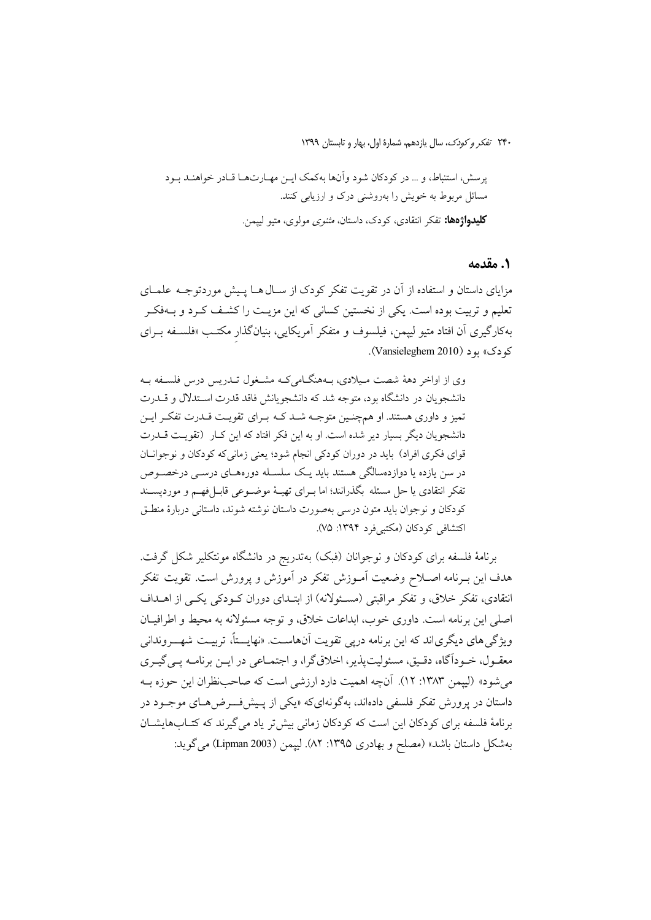پرسش، استنباط، و ... در کودکان شود وآن‌ها به‌کمک این مهارت‌ها قادر خواهند بود مسائل مربوط به خویش را به‌روشنی درک و ارزیابی کنند.

**کلیدواژه‌ها:** تفکر انتقادی، کودک، داستان، *مثنوی* مولوی، متیو لیپمن.

## ۱. مقدمه

مزایای داستان و استفاده از آن در تقویت تفکر کودک از سال‌ها پیش موردتوجه علمای تعلیم و تربیت بوده است. یکی از نخستین کسانی که این مزیت را کشف کرد و به‌فکر به‌کارگیری آن افتاد متیو لیپمن، فیلسوف و متفکر آمریکایی، بنیان‌گذارِ مکتب «فلسفه برای کودک» بود (Vansieleghem 2010).

> وی از اواخر دهۀ شصت میلادی، به‌هنگامی‌که مشغول تدریس درس فلسفه به دانشجویان در دانشگاه بود، متوجه شد که دانشجویانش فاقد قدرت استدلال و قدرت تمیز و داوری هستند. او هم‌چنین متوجه شد که برای تقویت قدرت تفکر این دانشجویان دیگر بسیار دیر شده است. او به این فکر افتاد که این کار (تقویت قدرت قوای فکری افراد) باید در دوران کودکی انجام شود؛ یعنی زمانی‌که کودکان و نوجوانان در سن یازده یا دوازده‌سالگی هستند باید یک سلسله دوره‌های درسی درخصوص تفکر انتقادی یا حل مسئله بگذرانند؛ اما برای تهیۀ موضوعی قابل‌فهم و موردپسند کودکان و نوجوان باید متون درسی به‌صورت داستان نوشته شوند، داستانی دربارۀ منطق اکتشافی کودکان (مکتبی‌فرد ۱۳۹۴: ۷۵).

برنامۀ فلسفه برای کودکان و نوجوانان (فبک) به‌تدریج در دانشگاه مونتکلیر شکل گرفت. هدف این برنامه اصلاح وضعیت آموزش تفکر در آموزش و پرورش است. تقویت تفکر انتقادی، تفکر خلاق، و تفکر مراقبتی (مسئولانه) از ابتدای دوران کودکی یکی از اهداف اصلی این برنامه است. داوری خوب، ابداعات خلاق، و توجه مسئولانه به محیط و اطرافیان ویژگی‌های دیگری‌اند که این برنامه درپی تقویت آن‌هاست. «نهایتاً، تربیت شهروندانی معقول، خودآگاه، دقیق، مسئولیت‌پذیر، اخلاق‌گرا، و اجتماعی در این برنامه پی‌گیری می‌شود» (لیپمن ۱۳۸۳: ۱۲). آن‌چه اهمیت دارد ارزشی است که صاحب‌نظران این حوزه به داستان در پرورش تفکر فلسفی داده‌اند، به‌گونه‌ای‌که «یکی از پیش‌فرض‌های موجود در برنامۀ فلسفه برای کودکان این است که کودکان زمانی بیش‌تر یاد می‌گیرند که کتاب‌هایشان به‌شکل داستان باشد» (مصلح و بهادری ۱۳۹۵: ۸۲). لیپمن (Lipman 2003) می‌گوید: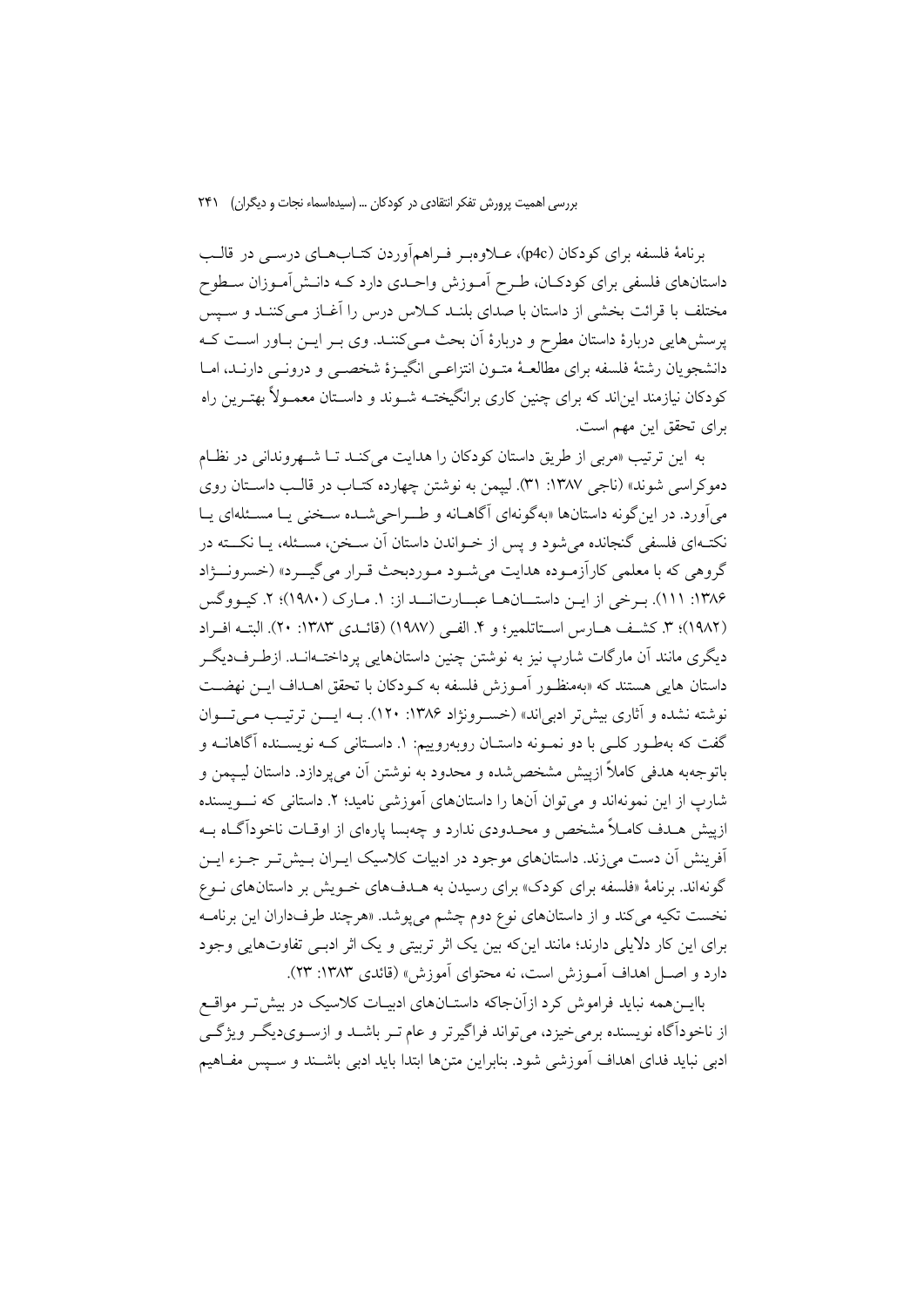برنامهٔ فلسفه برای کودکان (p4c)، علاوه‌بر فراهم‌آوردن کتاب‌های درسی در قالب داستان‌های فلسفی برای کودکان، طرح آموزش واحدی دارد که دانش‌آموزان سطوح مختلف با قرائت بخشی از داستان با صدای بلند کلاس درس را آغاز می‌کنند و سپس پرسش‌هایی دربارهٔ داستان مطرح و دربارهٔ آن بحث می‌کنند. وی بر این باور است که دانشجویان رشتهٔ فلسفه برای مطالعهٔ متون انتزاعی انگیزهٔ شخصی و درونی دارند، اما کودکان نیازمند این‌اند که برای چنین کاری برانگیخته شوند و داستان معمولاً بهترین راه برای تحقق این مهم است.

به این ترتیب «مربی از طریق داستان کودکان را هدایت می‌کند تا شهروندانی در نظام دموکراسی شوند» (ناجی ۱۳۸۷: ۳۱). لیپمن به نوشتن چهارده کتاب در قالب داستان روی می‌آورد. در این‌گونه داستان‌ها «به‌گونه‌ای آگاهانه و طراحی‌شده سخنی یا مسئله‌ای یا نکته‌ای فلسفی گنجانده می‌شود و پس از خواندن داستان آن سخن، مسئله، یا نکته در گروهی که با معلمی کارآزموده هدایت می‌شود موردبحث قرار می‌گیرد» (خسرونژاد ۱۳۸۶: ۱۱۱). برخی از این داستان‌ها عبارت‌اند از: ۱. مارک (۱۹۸۰)؛ ۲. کیوگس (۱۹۸۲)؛ ۳. کشف هارس استاتلمیر؛ و ۴. الفی (۱۹۸۷) (قائدی ۱۳۸۳: ۲۰). البته افراد دیگری مانند آن مارگات شارپ نیز به نوشتن چنین داستان‌هایی پرداخته‌اند. ازطرف‌دیگر داستان هایی هستند که «به‌منظور آموزش فلسفه به کودکان با تحقق اهداف این نهضت نوشته نشده و آثاری بیش‌تر ادبی‌اند» (خسرونژاد ۱۳۸۶: ۱۲۰). به این ترتیب می‌توان گفت که به‌طور کلی با دو نمونه داستان روبه‌روییم: ۱. داستانی که نویسنده آگاهانه و باتوجه‌به هدفی کاملاً ازپیش مشخص‌شده و محدود به نوشتن آن می‌پردازد. داستان لیپمن و شارپ از این نمونه‌اند و می‌توان آن‌ها را داستان‌های آموزشی نامید؛ ۲. داستانی که نویسنده ازپیش هدف کاملاً مشخص و محدودی ندارد و چه‌بسا پاره‌ای از اوقات ناخودآگاه به آفرینش آن دست می‌زند. داستان‌های موجود در ادبیات کلاسیک ایران بیش‌تر جزء این گونه‌اند. برنامهٔ «فلسفه برای کودک» برای رسیدن به هدف‌های خویش بر داستان‌های نوع نخست تکیه می‌کند و از داستان‌های نوع دوم چشم می‌پوشد. «هرچند طرف‌داران این برنامه برای این کار دلایلی دارند؛ مانند این‌که بین یک اثر تربیتی و یک اثر ادبی تفاوت‌هایی وجود دارد و اصل اهداف آموزش است، نه محتوای آموزش» (قائدی ۱۳۸۳: ۲۳).

بااین‌همه نباید فراموش کرد ازآن‌جاکه داستان‌های ادبیات کلاسیک در بیش‌تر مواقع از ناخودآگاه نویسنده برمی‌خیزد، می‌تواند فراگیرتر و عام‌تر باشد و ازسوی‌دیگر ویژگی ادبی نباید فدای اهداف آموزشی شود. بنابراین متن‌ها ابتدا باید ادبی باشند و سپس مفاهیم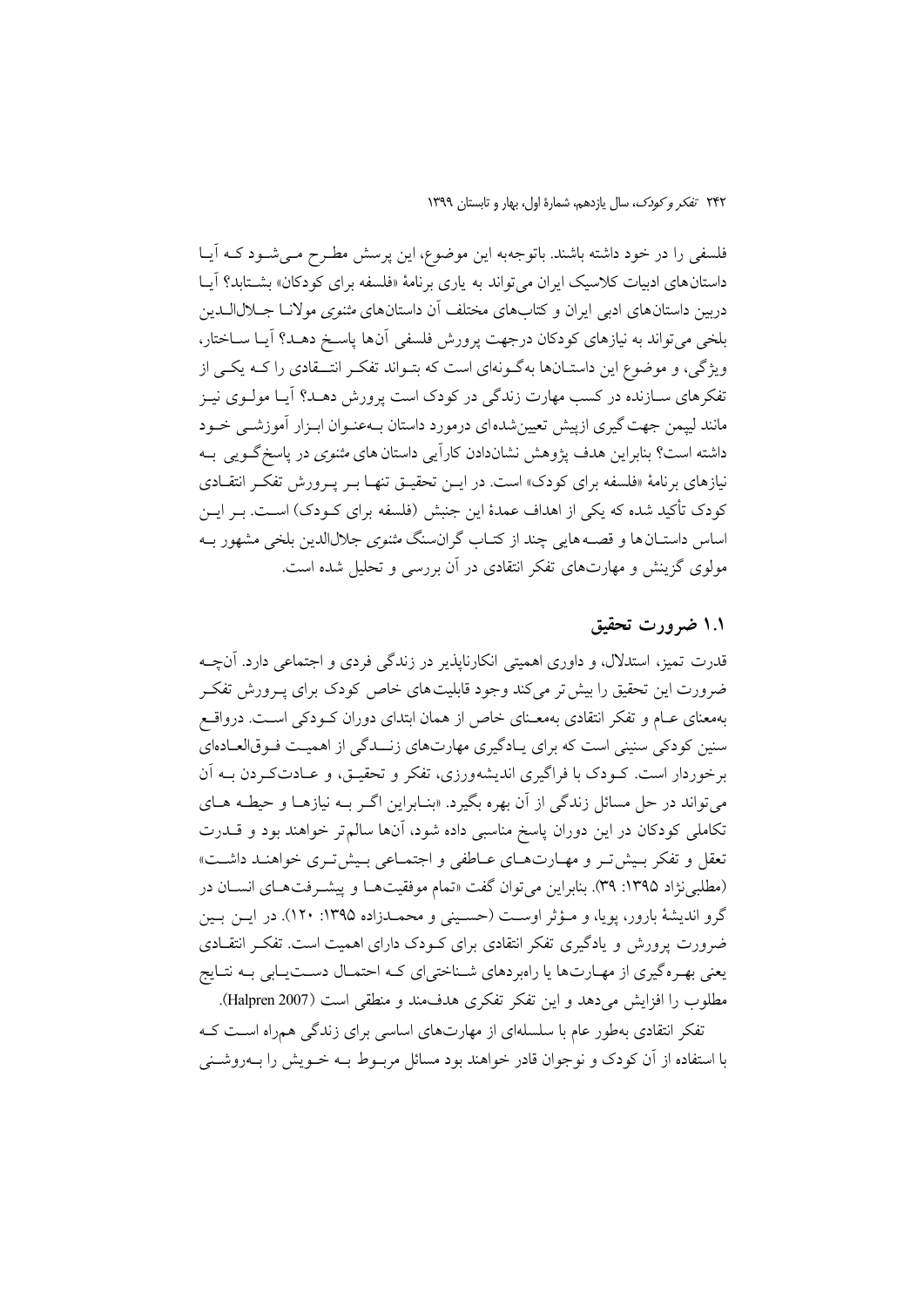فلسفی را در خود داشته باشند. باتوجه‌به این موضوع، این پرسش مطرح می‌شود که آیا داستان‌های ادبیات کلاسیک ایران می‌تواند به یاری برنامهٔ «فلسفه برای کودکان» بشتابد؟ آیا دربین داستان‌های ادبی ایران و کتاب‌های مختلف آن داستان‌های *مثنوی* مولانا جلال‌الدین بلخی می‌تواند به نیازهای کودکان درجهت پرورش فلسفی آن‌ها پاسخ دهد؟ آیا ساختار، ویژگی، و موضوع این داستان‌ها به‌گونه‌ای است که بتواند تفکر انتقادی را که یکی از تفکرهای سازنده در کسب مهارت زندگی در کودک است پرورش دهد؟ آیا مولوی نیز مانند لیپمن جهت‌گیری ازپیش تعیین‌شده‌ای درمورد داستان به‌عنوان ابزار آموزشی خود داشته است؟ بنابراین هدف پژوهش نشان‌دادن کارآیی داستان‌های *مثنوی* در پاسخ‌گویی به نیازهای برنامهٔ «فلسفه برای کودک» است. در این تحقیق تنها بر پرورش تفکر انتقادی کودک تأکید شده که یکی از اهداف عمدهٔ این جنبش (فلسفه برای کودک) است. بر این اساس داستان‌ها و قصه‌هایی چند از کتاب گرانسنگ *مثنوی* جلال‌الدین بلخی مشهور به مولوی گزینش و مهارت‌های تفکر انتقادی در آن بررسی و تحلیل شده است.

## ۱.۱ ضرورت تحقیق

قدرت تمیز، استدلال، و داوری اهمیتی انکارناپذیر در زندگی فردی و اجتماعی دارد. آن‌چه ضرورت این تحقیق را بیش‌تر می‌کند وجود قابلیت‌های خاص کودک برای پرورش تفکر به‌معنای عام و تفکر انتقادی به‌معنای خاص از همان ابتدای دوران کودکی است. درواقع سنین کودکی سنینی است که برای یادگیری مهارت‌های زندگی از اهمیت فوق‌العاده‌ای برخوردار است. کودک با فراگیری اندیشه‌ورزی، تفکر و تحقیق، و عادت‌کردن به آن می‌تواند در حل مسائل زندگی از آن بهره بگیرد. «بنابراین اگر به نیازها و حیطه های تکاملی کودکان در این دوران پاسخ مناسبی داده شود، آنها سالم‌تر خواهند بود و قدرت تعقل و تفکر بیش‌تر و مهارت‌های عاطفی و اجتماعی بیش‌تری خواهند داشت» (مطلبی‌نژاد ۱۳۹۵: ۳۹). بنابراین می‌توان گفت «تمام موفقیت‌ها و پیشرفت‌های انسان در گرو اندیشهٔ بارور، پویا، و مؤثر اوست (حسینی و محمدزاده ۱۳۹۵: ۱۲۰). در این بین ضرورت پرورش و یادگیری تفکر انتقادی برای کودک دارای اهمیت است. تفکر انتقادی یعنی بهره‌گیری از مهارت‌ها یا راهبردهای شناختی‌ای که احتمال دست‌یابی به نتایج مطلوب را افزایش می‌دهد و این تفکر تفکری هدف‌مند و منطقی است (Halpren 2007).

تفکر انتقادی به‌طور عام با سلسله‌ای از مهارت‌های اساسی برای زندگی همراه است که با استفاده از آن کودک و نوجوان قادر خواهند بود مسائل مربوط به خویش را به‌روشنی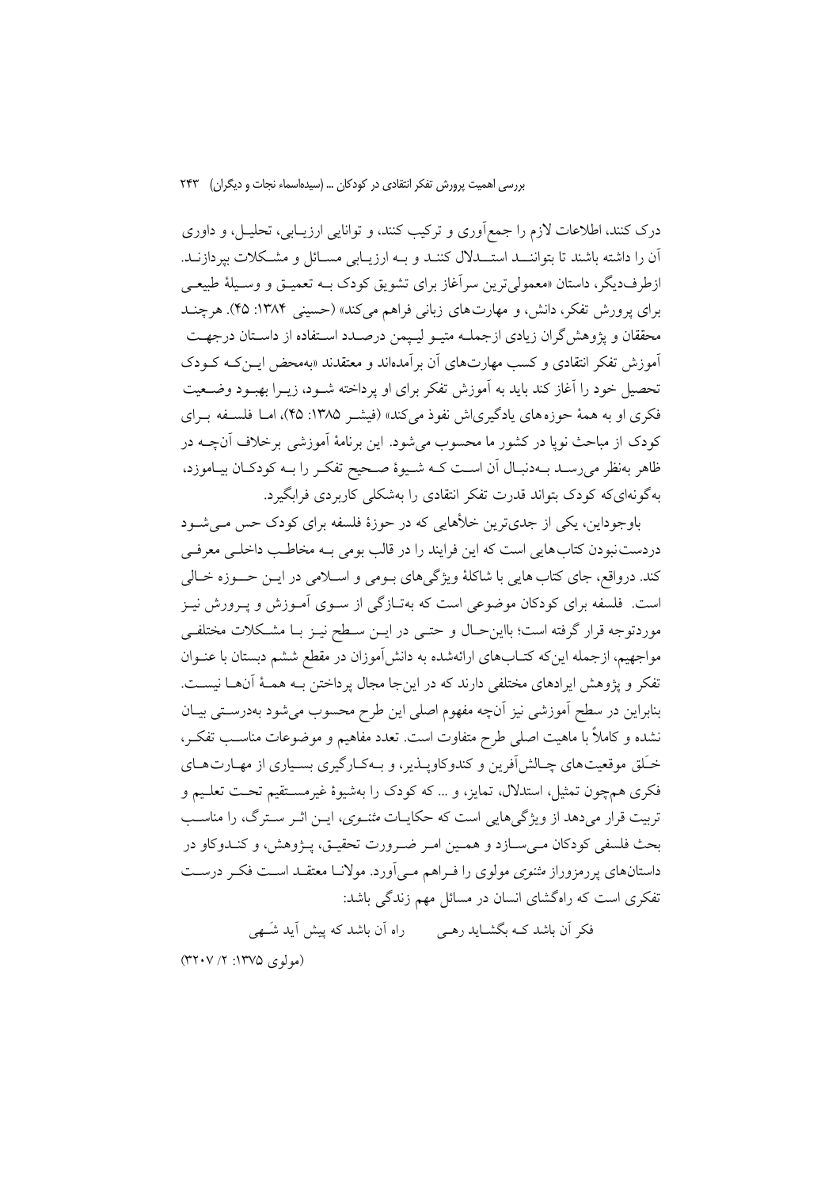درک کنند، اطلاعات لازم را جمع‌آوری و ترکیب کنند، و توانایی ارزیابی، تحلیل، و داوری آن را داشته باشند تا بتوانند استدلال کنند و به ارزیابی مسائل و مشکلات بپردازند. ازطرف‌دیگر، داستان «معمولی‌ترین سرآغاز برای تشویق کودک به تعمیق و وسیلهٔ طبیعی برای پرورش تفکر، دانش، و مهارت‌های زبانی فراهم می‌کند» (حسینی ۱۳۸۴: ۴۵). هرچند محققان و پژوهش‌گران زیادی ازجمله متیو لیپمن درصدد استفاده از داستان درجهت آموزش تفکر انتقادی و کسب مهارت‌های آن برآمده‌اند و معتقدند «به‌محض این‌که کودک تحصیل خود را آغاز کند باید به آموزش تفکر برای او پرداخته شود، زیرا بهبود وضعیت فکری او به همهٔ حوزه‌های یادگیری‌اش نفوذ می‌کند» (فیشر ۱۳۸۵: ۴۵)، اما فلسفه برای کودک از مباحث نوپا در کشور ما محسوب می‌شود. این برنامهٔ آموزشی برخلاف آن‌چه در ظاهر به‌نظر می‌رسد به‌دنبال آن است که شیوهٔ صحیح تفکر را به کودکان بیاموزد، به‌گونه‌ای‌که کودک بتواند قدرت تفکر انتقادی را به‌شکلی کاربردی فرابگیرد.

باوجوداین، یکی از جدی‌ترین خلأهایی که در حوزهٔ فلسفه برای کودک حس می‌شود دردست‌نبودن کتاب‌هایی است که این فرایند را در قالب بومی به مخاطب داخلی معرفی کند. درواقع، جای کتاب‌هایی با شاکلهٔ ویژگی‌های بومی و اسلامی در این حوزه خالی است. فلسفه برای کودکان موضوعی است که به‌تازگی از سوی آموزش و پرورش نیز موردتوجه قرار گرفته است؛ بااین‌حال و حتی در این سطح نیز با مشکلات مختلفی مواجهیم، ازجمله این‌که کتاب‌های ارائه‌شده به دانش‌آموزان در مقطع ششم دبستان با عنوان تفکر و پژوهش ایرادهای مختلفی دارند که در این‌جا مجال پرداختن به همهٔ آن‌ها نیست. بنابراین در سطح آموزشی نیز آن‌چه مفهوم اصلی این طرح محسوب می‌شود به‌درستی بیان نشده و کاملاً با ماهیت اصلی طرح متفاوت است. تعدد مفاهیم و موضوعات مناسب تفکر، خلق موقعیت‌های چالش‌آفرین و کندوکاوپذیر، و به‌کارگیری بسیاری از مهارت‌های فکری هم‌چون تمثیل، استدلال، تمایز، و ... که کودک را به‌شیوهٔ غیرمستقیم تحت تعلیم و تربیت قرار می‌دهد از ویژگی‌هایی است که حکایات *مثنوی*، این اثر سترگ، را مناسب بحث فلسفی کودکان می‌سازد و همین امر ضرورت تحقیق، پژوهش، و کندوکاو در داستان‌های پررمزوراز *مثنوی* مولوی را فراهم می‌آورد. مولانا معتقد است فکر درست تفکری است که راه‌گشای انسان در مسائل مهم زندگی باشد:

فکر آن باشد کـه بگشـاید رهـی &nbsp;&nbsp;&nbsp;&nbsp; راه آن باشد که پیش آید شَـهی

(مولوی ۱۳۷۵: ۲/ ۳۲۰۷)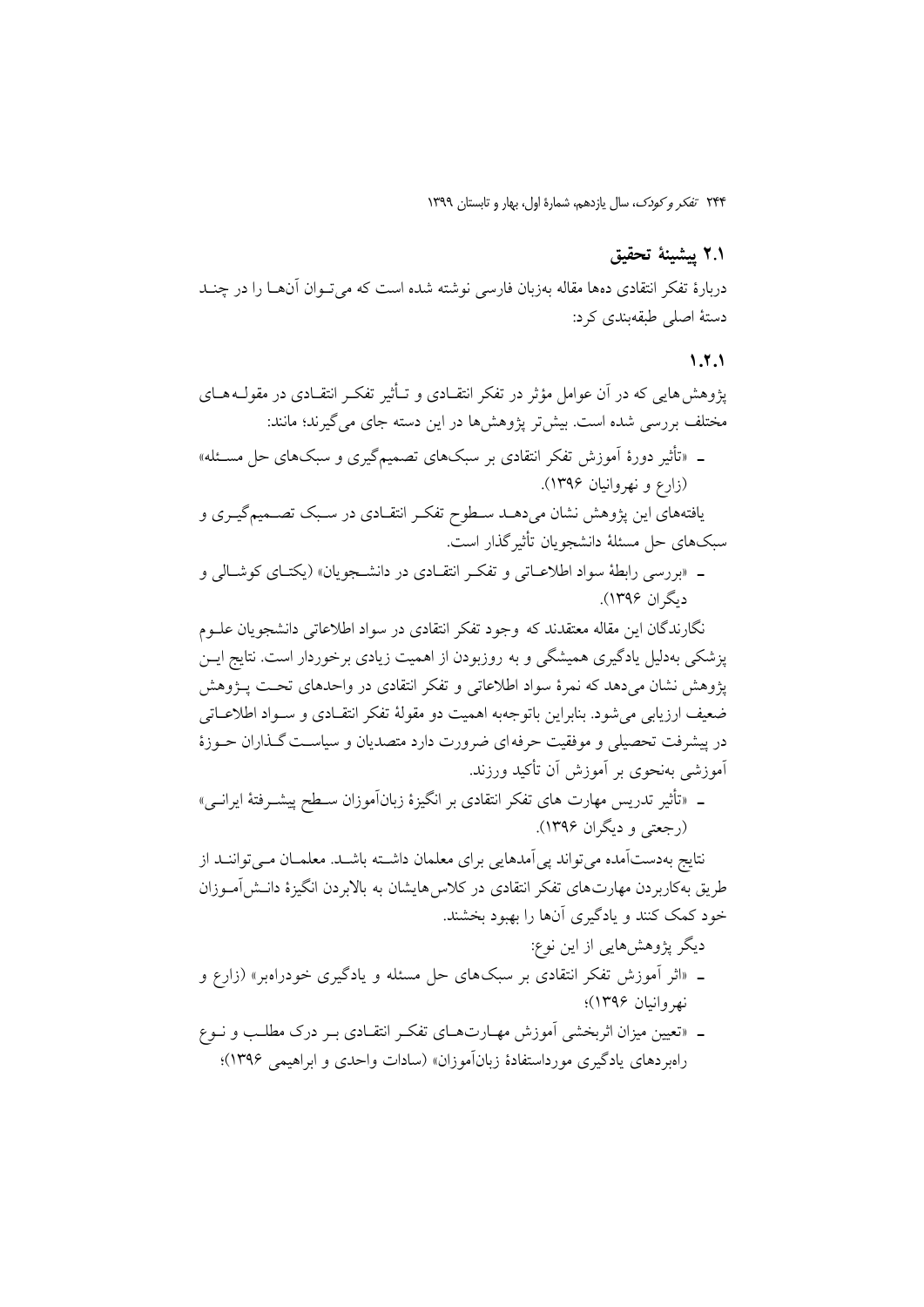## ۲.۱ پیشینهٔ تحقیق

دربارهٔ تفکر انتقادی ده‌ها مقاله به‌زبان فارسی نوشته شده است که می‌توان آن‌ها را در چند دستهٔ اصلی طبقه‌بندی کرد:

### ۱.۲.۱

پژوهش‌هایی که در آن عوامل مؤثر در تفکر انتقادی و تأثیر تفکر انتقادی در مقوله‌های مختلف بررسی شده است. بیش‌تر پژوهش‌ها در این دسته جای می‌گیرند؛ مانند:

- «تأثیر دورهٔ آموزش تفکر انتقادی بر سبک‌های تصمیم‌گیری و سبک‌های حل مسئله» (زارع و نهروانیان ۱۳۹۶).

یافته‌های این پژوهش نشان می‌دهد سطوح تفکر انتقادی در سبک تصمیم‌گیری و سبک‌های حل مسئلهٔ دانشجویان تأثیرگذار است.

- «بررسی رابطهٔ سواد اطلاعاتی و تفکر انتقادی در دانشجویان» (یکتای کوشالی و دیگران ۱۳۹۶).

نگارندگان این مقاله معتقدند که وجود تفکر انتقادی در سواد اطلاعاتی دانشجویان علوم پزشکی به‌دلیل یادگیری همیشگی و به روزبودن از اهمیت زیادی برخوردار است. نتایج این پژوهش نشان می‌دهد که نمرهٔ سواد اطلاعاتی و تفکر انتقادی در واحدهای تحت پژوهش ضعیف ارزیابی می‌شود. بنابراین باتوجه‌به اهمیت دو مقولهٔ تفکر انتقادی و سواد اطلاعاتی در پیشرفت تحصیلی و موفقیت حرفه‌ای ضرورت دارد متصدیان و سیاست گذاران حوزهٔ آموزشی به‌نحوی بر آموزش آن تأکید ورزند.

- «تأثیر تدریس مهارت های تفکر انتقادی بر انگیزهٔ زبان‌آموزان سطح پیشرفتهٔ ایرانی» (رجعتی و دیگران ۱۳۹۶).

نتایج به‌دست‌آمده می‌تواند پی‌آمدهایی برای معلمان داشته باشد. معلمان می‌توانند از طریق به‌کاربردن مهارت‌های تفکر انتقادی در کلاس‌هایشان به بالابردن انگیزهٔ دانش‌آموزان خود کمک کنند و یادگیری آن‌ها را بهبود بخشند.

دیگر پژوهش‌هایی از این نوع:

- «اثر آموزش تفکر انتقادی بر سبک‌های حل مسئله و یادگیری خودراه‌بر» (زارع و نهروانیان ۱۳۹۶)؛
- «تعیین میزان اثربخشی آموزش مهارت‌های تفکر انتقادی بر درک مطلب و نوع راهبردهای یادگیری مورداستفادهٔ زبان‌آموزان» (سادات واحدی و ابراهیمی ۱۳۹۶)؛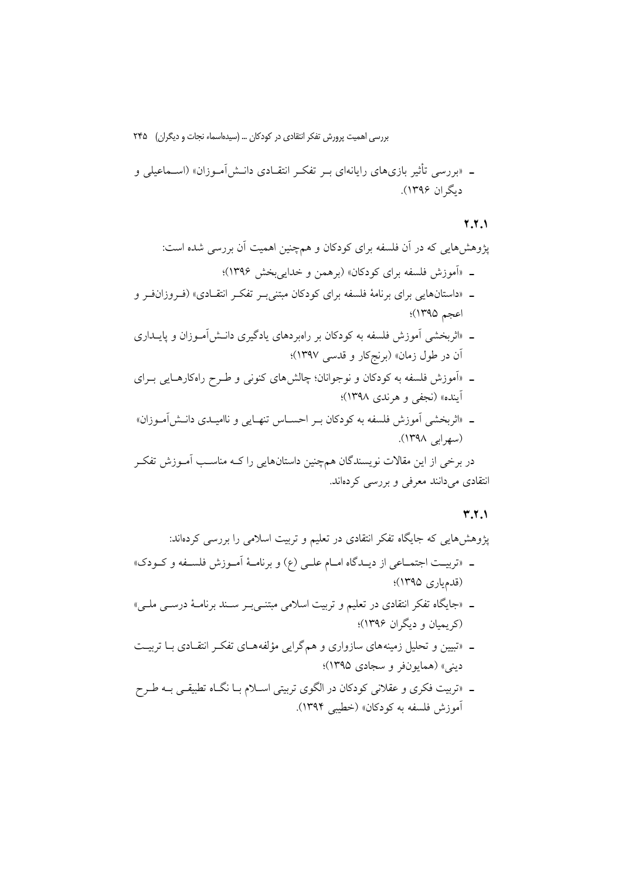- «بررسی تأثیر بازی‌های رایانه‌ای بر تفکر انتقادی دانش‌آموزان» (اسماعیلی و دیگران ۱۳۹۶).

### ۲.۲.۱

پژوهش‌هایی که در آن فلسفه برای کودکان و هم‌چنین اهمیت آن بررسی شده است:

- «آموزش فلسفه برای کودکان» (برهمن و خدایی‌بخش ۱۳۹۶)؛
- «داستان‌هایی برای برنامهٔ فلسفه برای کودکان مبتنی‌بر تفکر انتقادی» (فروزان‌فر و اعجم ۱۳۹۵)؛
- «اثربخشی آموزش فلسفه به کودکان بر راهبردهای یادگیری دانش‌آموزان و پایداری آن در طول زمان» (برنج‌کار و قدسی ۱۳۹۷)؛
- «آموزش فلسفه به کودکان و نوجوانان؛ چالش‌های کنونی و طرح راه‌کارهایی برای آینده» (نجفی و هرندی ۱۳۹۸)؛
- «اثربخشی آموزش فلسفه به کودکان بر احساس تنهایی و ناامیدی دانش‌آموزان» (سهرابی ۱۳۹۸).

در برخی از این مقالات نویسندگان هم‌چنین داستان‌هایی را که مناسب آموزش تفکر انتقادی می‌دانند معرفی و بررسی کرده‌اند.

### ۳.۲.۱

پژوهش‌هایی که جایگاه تفکر انتقادی در تعلیم و تربیت اسلامی را بررسی کرده‌اند:

- «تربیت اجتماعی از دیدگاه امام علی (ع) و برنامهٔ آموزش فلسفه و کودک» (قدم‌یاری ۱۳۹۵)؛
- «جایگاه تفکر انتقادی در تعلیم و تربیت اسلامی مبتنی‌بر سند برنامهٔ درسی ملی» (کریمیان و دیگران ۱۳۹۶)؛
- «تبیین و تحلیل زمینه‌های سازواری و هم‌گرایی مؤلفه‌های تفکر انتقادی با تربیت دینی» (همایون‌فر و سجادی ۱۳۹۵)؛
- «تربیت فکری و عقلانی کودکان در الگوی تربیتی اسلام با نگاه تطبیقی به طرح آموزش فلسفه به کودکان» (خطیبی ۱۳۹۴).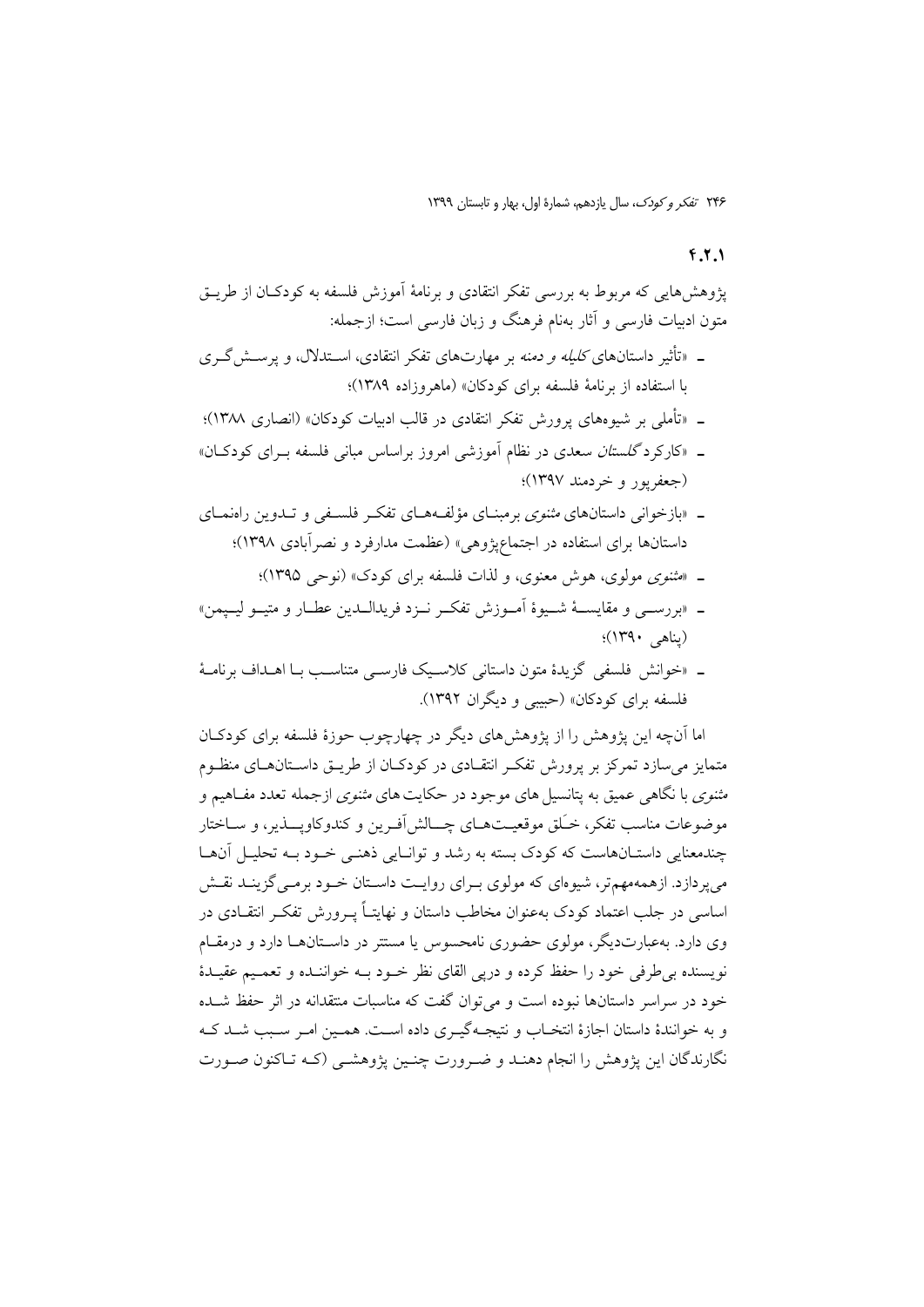### ۴.۲.۱

پژوهش‌هایی که مربوط به بررسی تفکر انتقادی و برنامهٔ آموزش فلسفه به کودکان از طریق متون ادبیات فارسی و آثار به‌نام فرهنگ و زبان فارسی است؛ ازجمله:

- «تأثیر داستان‌های *کلیله و دمنه* بر مهارت‌های تفکر انتقادی، استدلال، و پرسش‌گری با استفاده از برنامهٔ فلسفه برای کودکان» (ماهروزاده ۱۳۸۹)؛
- «تأملی بر شیوه‌های پرورش تفکر انتقادی در قالب ادبیات کودکان» (انصاری ۱۳۸۸)؛
- «کارکرد *گلستان* سعدی در نظام آموزشی امروز براساس مبانی فلسفه برای کودکان» (جعفرپور و خردمند ۱۳۹۷)؛
- «بازخوانی داستان‌های *مثنوی* برمبنای مؤلفه‌های تفکر فلسفی و تدوین راهنمای داستان‌ها برای استفاده در اجتماع‌پژوهی» (عظمت مدارفرد و نصرآبادی ۱۳۹۸)؛
- «*مثنوی* مولوی، هوش معنوی، و لذات فلسفه برای کودک» (نوحی ۱۳۹۵)؛
- «بررسی و مقایسهٔ شیوهٔ آموزش تفکر نزد فریدالدین عطار و متیو لیپمن» (پناهی ۱۳۹۰)؛
- «خوانش فلسفی گزیدهٔ متون داستانی کلاسیک فارسی متناسب با اهداف برنامهٔ فلسفه برای کودکان» (حبیبی و دیگران ۱۳۹۲).

اما آن‌چه این پژوهش را از پژوهش‌های دیگر در چهارچوب حوزهٔ فلسفه برای کودکان متمایز می‌سازد تمرکز بر پرورش تفکر انتقادی در کودکان از طریق داستان‌های منظوم *مثنوی* با نگاهی عمیق به پتانسیل های موجود در حکایت های *مثنوی* ازجمله تعدد مفاهیم و موضوعات مناسب تفکر، خلق موقعیت‌های چالش‌آفرین و کندوکاوپذیر، و ساختار چندمعنایی داستان‌هاست که کودک بسته به رشد و توانایی ذهنی خود به تحلیل آن‌ها می‌پردازد. ازهمه‌مهم‌تر، شیوه‌ای که مولوی برای روایت داستان خود برمی‌گزیند نقش اساسی در جلب اعتماد کودک به‌عنوان مخاطب داستان و نهایتاً پرورش تفکر انتقادی در وی دارد. به‌عبارت‌دیگر، مولوی حضوری نامحسوس یا مستتر در داستان‌ها دارد و درمقام نویسنده بی‌طرفی خود را حفظ کرده و درپی القای نظر خود به خواننده و تعمیم عقیدهٔ خود در سراسر داستان‌ها نبوده است و می‌توان گفت که مناسبات منتقدانه در اثر حفظ شده و به خوانندهٔ داستان اجازهٔ انتخاب و نتیجه‌گیری داده است. همین امر سبب شد که نگارندگان این پژوهش را انجام دهند و ضرورت چنین پژوهشی (که تاکنون صورت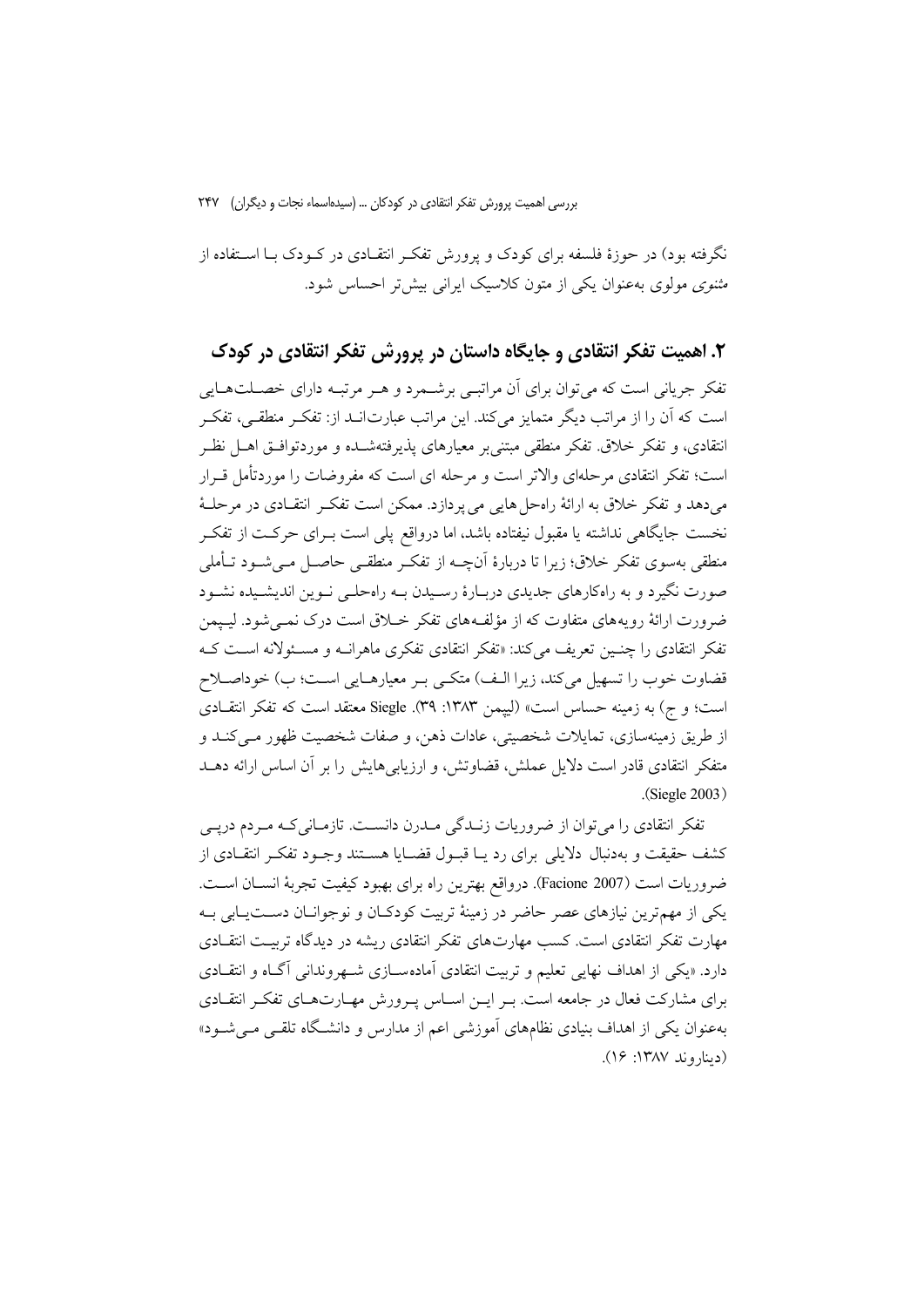نگرفته بود) در حوزهٔ فلسفه برای کودک و پرورش تفکر انتقادی در کودک با استفاده از مثنوی مولوی به‌عنوان یکی از متون کلاسیک ایرانی بیش‌تر احساس شود.

## ۲. اهمیت تفکر انتقادی و جایگاه داستان در پرورش تفکر انتقادی در کودک

تفکر جریانی است که می‌توان برای آن مراتبی برشمرد و هر مرتبه دارای خصلت‌هایی است که آن را از مراتب دیگر متمایز می‌کند. این مراتب عبارت‌اند از: تفکر منطقی، تفکر انتقادی، و تفکر خلاق. تفکر منطقی مبتنی‌بر معیارهای پذیرفته‌شده و موردتوافق اهل نظر است؛ تفکر انتقادی مرحله‌ای والاتر است و مرحله ای است که مفروضات را موردتأمل قرار می‌دهد و تفکر خلاق به ارائهٔ راه‌حل هایی می پردازد. ممکن است تفکر انتقادی در مرحلهٔ نخست جایگاهی نداشته یا مقبول نیفتاده باشد، اما درواقع پلی است برای حرکت از تفکر منطقی به‌سوی تفکر خلاق؛ زیرا تا دربارهٔ آن‌چه از تفکر منطقی حاصل می‌شود تأملی صورت نگیرد و به راه‌کارهای جدیدی دربارهٔ رسیدن به راه‌حلی نوین اندیشیده نشود ضرورت ارائهٔ رویه‌های متفاوت که از مؤلفه‌های تفکر خلاق است درک نمی‌شود. لیپمن تفکر انتقادی را چنین تعریف می‌کند: «تفکر انتقادی تفکری ماهرانه و مسئولانه است که قضاوت خوب را تسهیل می‌کند، زیرا الف) متکی بر معیارهایی است؛ ب) خوداصلاح است؛ و ج) به زمینه حساس است» (لیپمن ۱۳۸۳: ۳۹). Siegle معتقد است که تفکر انتقادی از طریق زمینه‌سازی، تمایلات شخصیتی، عادات ذهن، و صفات شخصیت ظهور می‌کند و متفکر انتقادی قادر است دلایل عملش، قضاوتش، و ارزیابی‌هایش را بر آن اساس ارائه دهد (Siegle 2003).

تفکر انتقادی را می‌توان از ضروریات زندگی مدرن دانست. تازمانی‌که مردم درپی کشف حقیقت و به‌دنبال دلایلی برای رد یا قبول قضایا هستند وجود تفکر انتقادی از ضروریات است (Facione 2007). درواقع بهترین راه برای بهبود کیفیت تجربهٔ انسان است. یکی از مهم‌ترین نیازهای عصر حاضر در زمینهٔ تربیت کودکان و نوجوانان دست‌یابی به مهارت تفکر انتقادی است. کسب مهارت‌های تفکر انتقادی ریشه در دیدگاه تربیت انتقادی دارد. «یکی از اهداف نهایی تعلیم و تربیت انتقادی آماده‌سازی شهروندانی آگاه و انتقادی برای مشارکت فعال در جامعه است. بر این اساس پرورش مهارت‌های تفکر انتقادی به‌عنوان یکی از اهداف بنیادی نظام‌های آموزشی اعم از مدارس و دانشگاه تلقی می‌شود» (دیناروند ۱۳۸۷: ۱۶).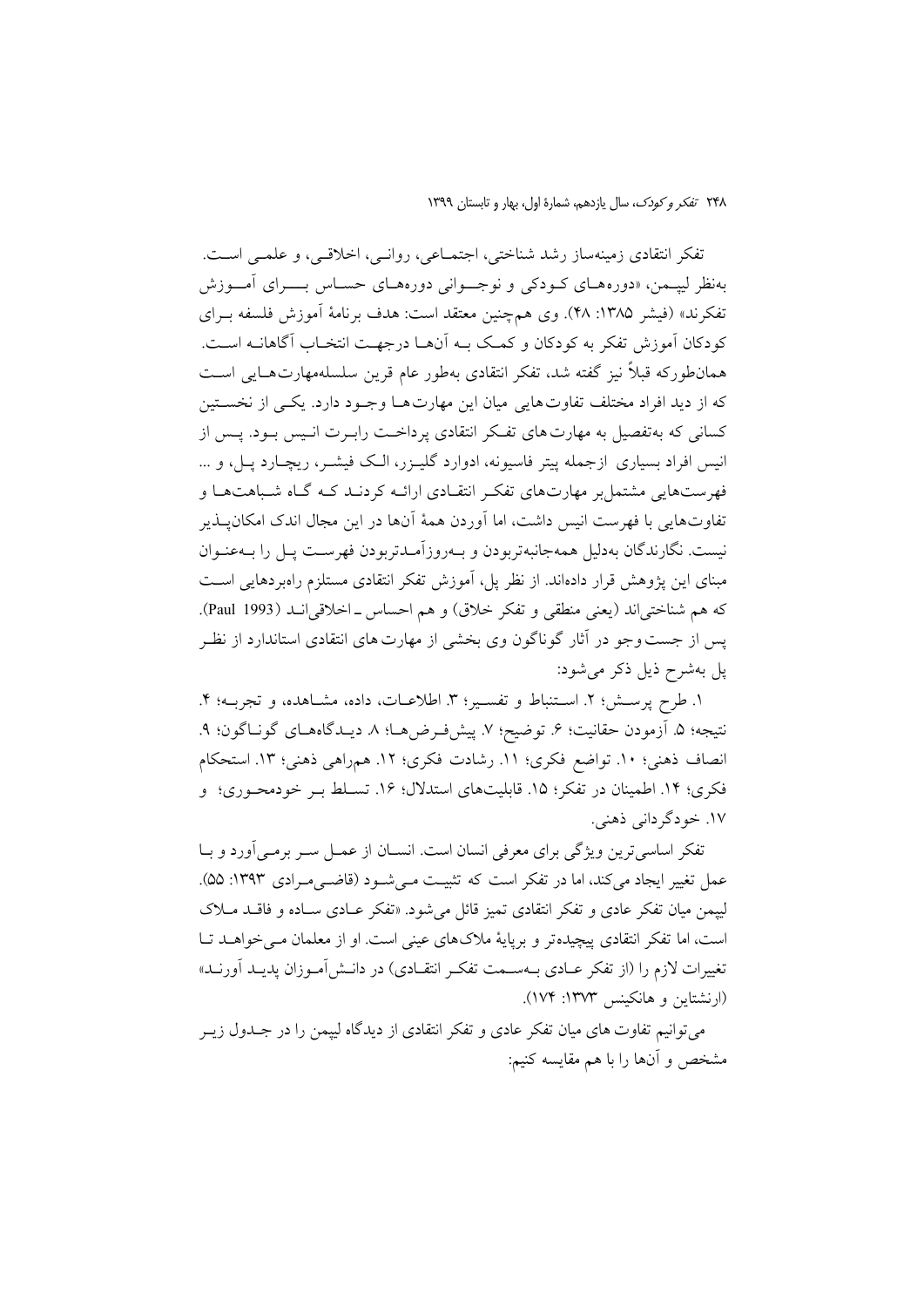تفکر انتقادی زمینه‌ساز رشد شناختی، اجتماعی، روانی، اخلاقی، و علمی است. به‌نظر لیپمن، «دوره‌های کودکی و نوجوانی دوره‌های حساس برای آموزش تفکرند» (فیشر ۱۳۸۵: ۴۸). وی هم‌چنین معتقد است: هدف برنامهٔ آموزش فلسفه برای کودکان آموزش تفکر به کودکان و کمک به آن‌ها درجهت انتخاب آگاهانه است. همان‌طورکه قبلاً نیز گفته شد، تفکر انتقادی به‌طور عام قرین سلسله‌مهارت‌هایی است که از دید افراد مختلف تفاوت‌هایی میان این مهارت‌ها وجود دارد. یکی از نخستین کسانی که به‌تفصیل به مهارت‌های تفکر انتقادی پرداخت رابرت انیس بود. پس از انیس افراد بسیاری ازجمله پیتر فاسیونه، ادوارد گلیزر، الک فیشر، ریچارد پل، و ... فهرست‌هایی مشتمل‌بر مهارت‌های تفکر انتقادی ارائه کردند که گاه شباهت‌ها و تفاوت‌هایی با فهرست انیس داشت، اما آوردن همهٔ آن‌ها در این مجال اندک امکان‌پذیر نیست. نگارندگان به‌دلیل همه‌جانبه‌تربودن و به‌روزآمدتربودن فهرست پل را به‌عنوان مبنای این پژوهش قرار داده‌اند. از نظر پل، آموزش تفکر انتقادی مستلزم راهبردهایی است که هم شناختی‌اند (یعنی منطقی و تفکر خلاق) و هم احساس ـ اخلاقی‌اند (Paul 1993). پس از جست‌وجو در آثار گوناگون وی بخشی از مهارت‌های انتقادی استاندارد از نظر پل به‌شرح ذیل ذکر می‌شود:

۱. طرح پرسش؛ ۲. استنباط و تفسیر؛ ۳. اطلاعات، داده، مشاهده، و تجربه؛ ۴. نتیجه؛ ۵. آزمودن حقانیت؛ ۶. توضیح؛ ۷. پیش‌فرض‌ها؛ ۸. دیدگاه‌های گوناگون؛ ۹. انصاف ذهنی؛ ۱۰. تواضع فکری؛ ۱۱. رشادت فکری؛ ۱۲. همراهی ذهنی؛ ۱۳. استحکام فکری؛ ۱۴. اطمینان در تفکر؛ ۱۵. قابلیت‌های استدلال؛ ۱۶. تسلط بر خودمحوری؛ و ۱۷. خودگردانی ذهنی.

تفکر اساسی‌ترین ویژگی برای معرفی انسان است. انسان از عمل سر برمی‌آورد و با عمل تغییر ایجاد می‌کند، اما در تفکر است که تثبیت می‌شود (قاضی‌مرادی ۱۳۹۳: ۵۵). لیپمن میان تفکر عادی و تفکر انتقادی تمیز قائل می‌شود. «تفکر عادی ساده و فاقد ملاک است، اما تفکر انتقادی پیچیده‌تر و برپایهٔ ملاک‌های عینی است. او از معلمان می‌خواهد تا تغییرات لازم را (از تفکر عادی به‌سمت تفکر انتقادی) در دانش‌آموزان پدید آورند» (ارنشتاین و هانکینس ۱۳۷۳: ۱۷۴).

می‌توانیم تفاوت‌های میان تفکر عادی و تفکر انتقادی از دیدگاه لیپمن را در جدول زیر مشخص و آن‌ها را با هم مقایسه کنیم: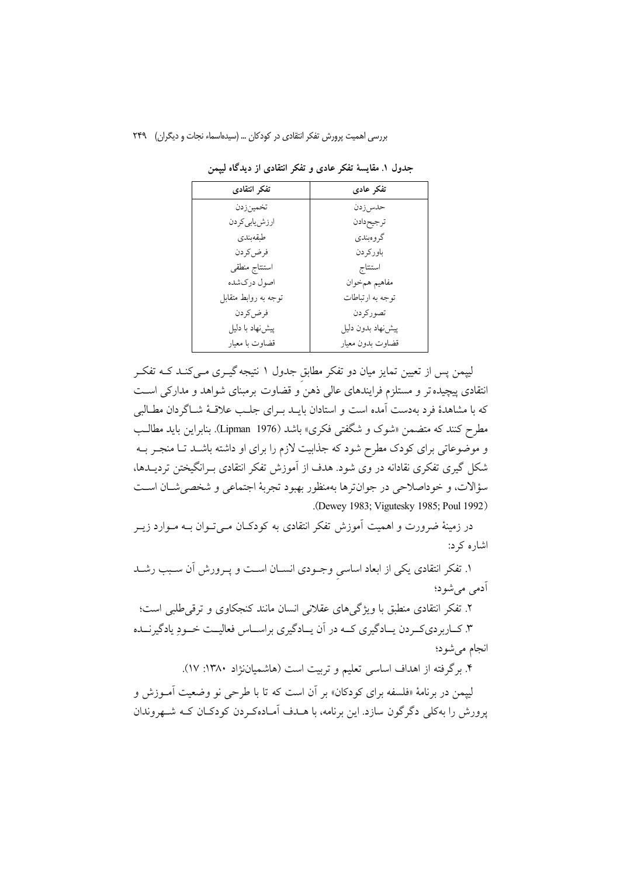**جدول ۱. مقایسهٔ تفکر عادی و تفکر انتقادی از دیدگاه لیپمن**

| تفکر عادی | تفکر انتقادی |
| --- | --- |
| حدس‌زدن | تخمین‌زدن |
| ترجیح‌دادن | ارزش‌یابی‌کردن |
| گروه‌بندی | طبقه‌بندی |
| باورکردن | فرض‌کردن |
| استنتاج | استنتاج منطقی |
| مفاهیم هم‌خوان | اصول درک‌شده |
| توجه به ارتباطات | توجه به روابط متقابل |
| تصورکردن | فرض‌کردن |
| پیش‌نهاد بدون دلیل | پیش‌نهاد با دلیل |
| قضاوت بدون معیار | قضاوت با معیار |

لیپمن پس از تعیین تمایز میان دو تفکر مطابقِ جدول ۱ نتیجه‌گیری می‌کند که تفکر انتقادی پیچیده‌تر و مستلزم فرایندهای عالی ذهن و قضاوت برمبنای شواهد و مدارکی است که با مشاهدهٔ فرد به‌دست آمده است و استادان باید برای جلب علاقهٔ شاگردان مطالبی مطرح کنند که متضمن «شوک و شگفتی فکری» باشد (Lipman 1976). بنابراین باید مطالب و موضوعاتی برای کودک مطرح شود که جذابیت لازم را برای او داشته باشد تا منجر به شکل گیری تفکری نقادانه در وی شود. هدف از آموزش تفکر انتقادی برانگیختن تردیدها، سؤالات، و خوداصلاحی در جوان‌ترها به‌منظور بهبود تجربهٔ اجتماعی و شخصی‌شان است (Dewey 1983; Vigutesky 1985; Poul 1992).

در زمینهٔ ضرورت و اهمیت آموزش تفکر انتقادی به کودکان می‌توان به موارد زیر اشاره کرد:

۱. تفکر انتقادی یکی از ابعاد اساسیِ وجودی انسان است و پرورش آن سبب رشد آدمی می‌شود؛

۲. تفکر انتقادی منطبق با ویژگی‌های عقلانی انسان مانند کنجکاوی و ترقی‌طلبی است؛

۳. کاربردی‌کردن یادگیری که در آن یادگیری براساس فعالیت خودِ یادگیرنده انجام می‌شود؛

۴. برگرفته از اهداف اساسی تعلیم و تربیت است (هاشمیان‌نژاد ۱۳۸۰: ۱۷).

لیپمن در برنامهٔ «فلسفه برای کودکان» بر آن است که تا با طرحی نو وضعیت آموزش و پرورش را به‌کلی دگرگون سازد. این برنامه، با هدف آماده‌کردن کودکان که شهروندان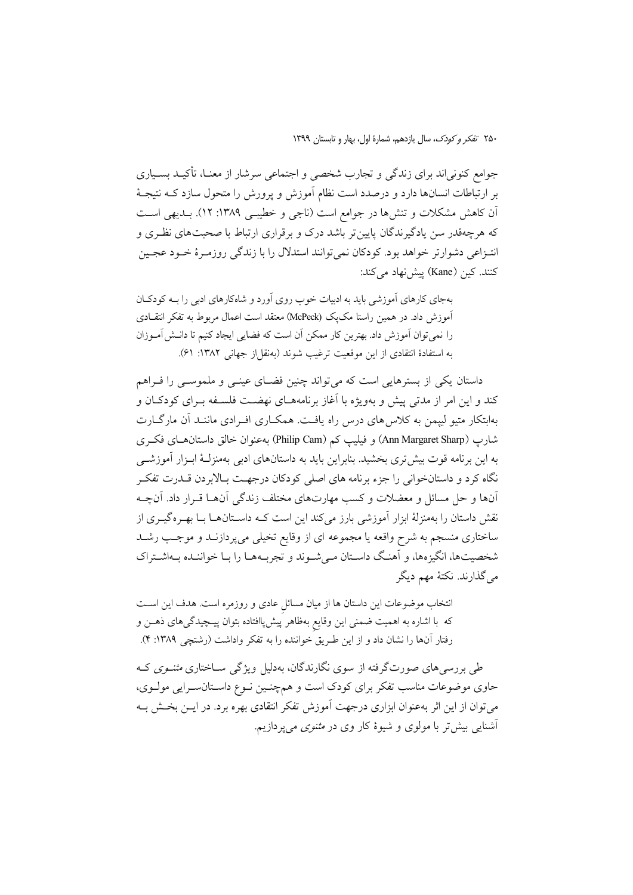جوامع کنونی‌اند برای زندگی و تجارب شخصی و اجتماعی سرشار از معنا، تأکید بسیاری بر ارتباطات انسان‌ها دارد و درصدد است نظام آموزش و پرورش را متحول سازد که نتیجهٔ آن کاهش مشکلات و تنش‌ها در جوامع است (ناجی و خطیبی ۱۳۸۹: ۱۲). بدیهی است که هرچه‌قدر سن یادگیرندگان پایین‌تر باشد درک و برقراری ارتباط با صحبت‌های نظری و انتزاعی دشوارتر خواهد بود. کودکان نمی‌توانند استدلال را با زندگی روزمرهٔ خود عجین کنند. کین (Kane) پیش‌نهاد می‌کند:

> به‌جای کارهای آموزشی باید به ادبیات خوب روی آورد و شاه‌کارهای ادبی را به کودکان آموزش داد. در همین راستا مک‌پک (McPeck) معتقد است اعمال مربوط به تفکر انتقادی را نمی‌توان آموزش داد. بهترین کار ممکن آن است که فضایی ایجاد کنیم تا دانش‌آموزان به استفادهٔ انتقادی از این موقعیت ترغیب شوند (به‌نقل‌از جهانی ۱۳۸۲: ۶۱).

داستان یکی از بسترهایی است که می‌تواند چنین فضای عینی و ملموسی را فراهم کند و این امر از مدتی پیش و به‌ویژه با آغاز برنامه‌های نهضت فلسفه برای کودکان و به‌ابتکار متیو لیپمن به کلاس‌های درس راه یافت. همکاری افرادی مانند آن مارگارت شارپ (Ann Margaret Sharp) و فیلیپ کم (Philip Cam) به‌عنوان خالق داستان‌های فکری به این برنامه قوت بیش‌تری بخشید. بنابراین باید به داستان‌های ادبی به‌منزلهٔ ابزار آموزشی نگاه کرد و داستان‌خوانی را جزء برنامه های اصلی کودکان درجهت بالابردن قدرت تفکر آن‌ها و حل مسائل و معضلات و کسب مهارت‌های مختلف زندگی آن‌ها قرار داد. آن‌چه نقش داستان را به‌منزلهٔ ابزار آموزشی بارز می‌کند این است که داستان‌ها با بهره‌گیری از ساختاری منسجم به شرح واقعه یا مجموعه ای از وقایع تخیلی می‌پردازند و موجب رشد شخصیت‌ها، انگیزه‌ها، و آهنگ داستان می‌شوند و تجربه‌ها را با خواننده به‌اشتراک می‌گذارند. نکتهٔ مهم دیگر

> انتخاب موضوعات این داستان ها از میان مسائل عادی و روزمره است. هدف این است که با اشاره به اهمیت ضمنی این وقایع به‌ظاهر پیش‌پاافتاده بتوان پیچیدگی‌های ذهن و رفتار آن‌ها را نشان داد و از این طریق خواننده را به تفکر واداشت (رشتچی ۱۳۸۹: ۴).

طی بررسی‌های صورت‌گرفته از سوی نگارندگان، به‌دلیل ویژگی ساختاری *مثنوی* که حاوی موضوعات مناسب تفکر برای کودک است و هم‌چنین نوع داستان‌سرایی مولوی، می‌توان از این اثر به‌عنوان ابزاری درجهت آموزش تفکر انتقادی بهره برد. در این بخش به آشنایی بیش‌تر با مولوی و شیوهٔ کار وی در *مثنوی* می‌پردازیم.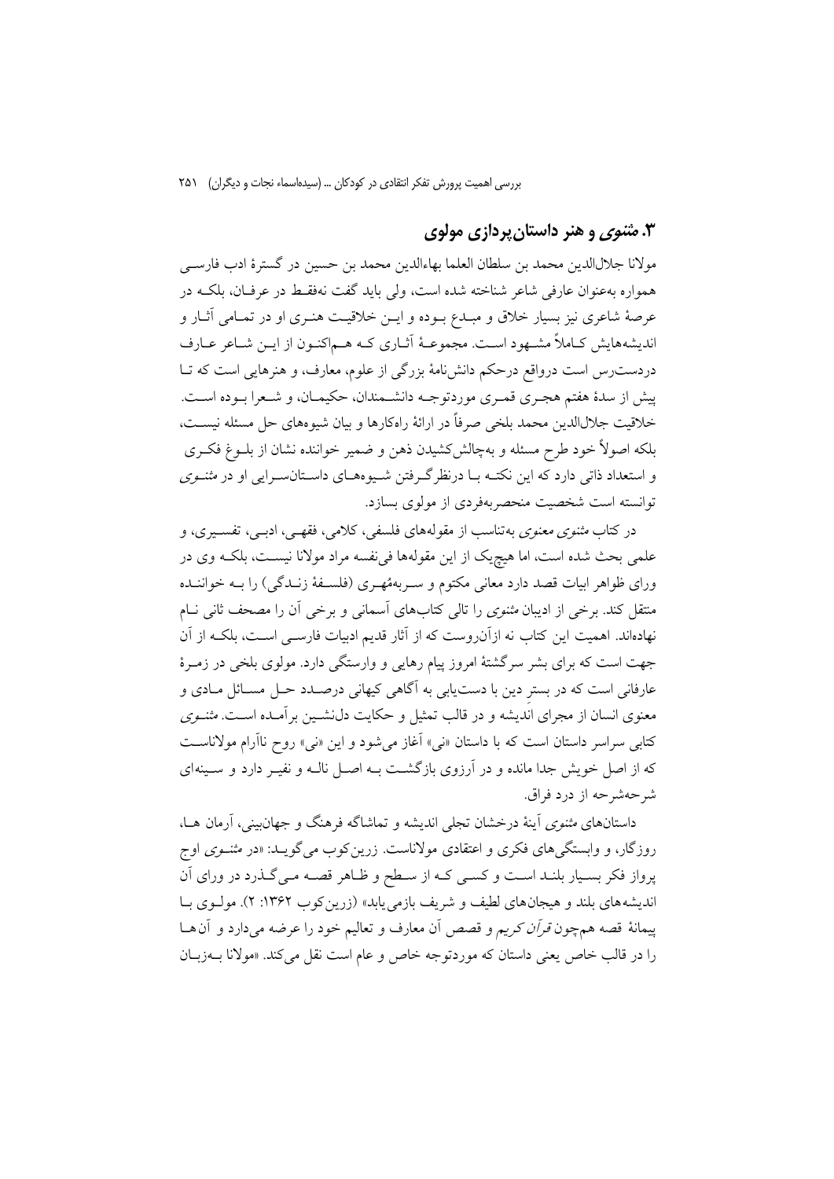## ۳. *مثنوی* و هنر داستان‌پردازی مولوی

مولانا جلال‌الدین محمد بن سلطان العلما بهاءالدین محمد بن حسین در گسترهٔ ادب فارسی همواره به‌عنوان عارفی شاعر شناخته شده است، ولی باید گفت نه‌فقط در عرفان، بلکه در عرصهٔ شاعری نیز بسیار خلاق و مبدع بوده و این خلاقیت هنری او در تمامی آثار و اندیشه‌هایش کاملاً مشهود است. مجموعهٔ آثاری که هم‌اکنون از این شاعر عارف دردست‌رس است درواقع درحکم دانش‌نامهٔ بزرگی از علوم، معارف، و هنرهایی است که تا پیش از سدهٔ هفتم هجری قمری موردتوجه دانشمندان، حکیمان، و شعرا بوده است. خلاقیت جلال‌الدین محمد بلخی صرفاً در ارائهٔ راه‌کارها و بیان شیوه‌های حل مسئله نیست، بلکه اصولاً خود طرح مسئله و به‌چالش‌کشیدن ذهن و ضمیر خواننده نشان از بلوغ فکری و استعداد ذاتی دارد که این نکته با درنظرگرفتن شیوه‌های داستان‌سرایی او در *مثنوی* توانسته است شخصیت منحصربه‌فردی از مولوی بسازد.

در کتاب *مثنوی معنوی* به‌تناسب از مقوله‌های فلسفی، کلامی، فقهی، ادبی، تفسیری، و علمی بحث شده است، اما هیچ‌یک از این مقوله‌ها فی‌نفسه مراد مولانا نیست، بلکه وی در ورای ظواهر ابیات قصد دارد معانی مکتوم و سربه‌مُهری (فلسفهٔ زندگی) را به خواننده منتقل کند. برخی از ادیبان *مثنوی* را تالی کتاب‌های آسمانی و برخی آن را مصحف ثانی نام نهاده‌اند. اهمیت این کتاب نه ازآن‌روست که از آثار قدیم ادبیات فارسی است، بلکه از آن جهت است که برای بشر سرگشتهٔ امروز پیام رهایی و وارستگی دارد. مولوی بلخی در زمرهٔ عارفانی است که در بستر دین با دست‌یابی به آگاهی کیهانی درصدد حل مسائل مادی و معنوی انسان از مجرای اندیشه و در قالب تمثیل و حکایت دل‌نشین برآمده است. *مثنوی* کتابی سراسر داستان است که با داستان «نی» آغاز می‌شود و این «نی» روح ناآرام مولاناست که از اصل خویش جدا مانده و در آرزوی بازگشت به اصل ناله و نفیر دارد و سینه‌ای شرحه‌شرحه از درد فراق.

داستان‌های *مثنوی* آینهٔ درخشان تجلی اندیشه و تماشاگه فرهنگ و جهان‌بینی، آرمان‌ها، روزگار، و وابستگی‌های فکری و اعتقادی مولاناست. زرین‌کوب می‌گوید: «در *مثنوی* اوج پرواز فکر بسیار بلند است و کسی که از سطح و ظاهر قصه می‌گذرد در ورای آن اندیشه‌های بلند و هیجان‌های لطیف و شریف بازمی‌یابد» (زرین‌کوب ۱۳۶۲: ۲). مولوی با پیمانهٔ قصه هم‌چون *قرآن کریم* و قصص آن معارف و تعالیم خود را عرضه می‌دارد و آن‌ها را در قالب خاص یعنی داستان که موردتوجه خاص و عام است نقل می‌کند. «مولانا به‌زبان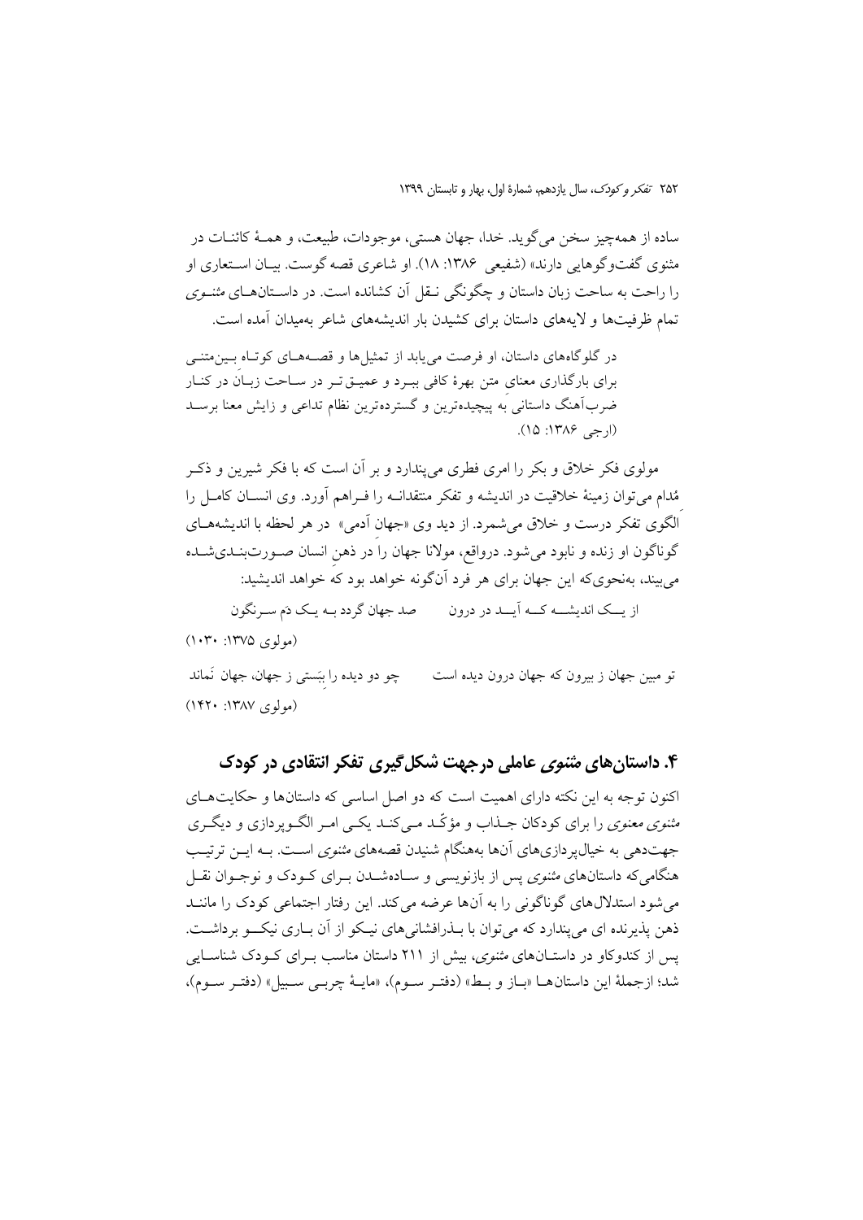ساده از همه‌چیز سخن می‌گوید. خدا، جهان هستی، موجودات، طبیعت، و همهٔ کائنات در مثنوی گفت‌وگوهایی دارند» (شفیعی ۱۳۸۶: ۱۸). او شاعری قصه گوست. بیان استعاری او را راحت به ساحت زبان داستان و چگونگی نقل آن کشانده است. در داستان‌های مثنوی تمام ظرفیت‌ها و لایه‌های داستان برای کشیدن بار اندیشه‌های شاعر به‌میدان آمده است.

> در گلوگاه‌های داستان، او فرصت می‌یابد از تمثیل‌ها و قصه‌های کوتاه بین‌متنی برای بارگذاری معنای متن بهرهٔ کافی ببرد و عمیق‌تر در ساحت زبان در کنار ضرب‌آهنگ داستانی به پیچیده‌ترین و گسترده‌ترین نظام تداعی و زایش معنا برسد (ارجی ۱۳۸۶: ۱۵).

مولوی فکر خلاق و بکر را امری فطری می‌پندارد و بر آن است که با فکر شیرین و ذکر مُدام می‌توان زمینهٔ خلاقیت در اندیشه و تفکر منتقدانه را فراهم آورد. وی انسان کامل را الگوی تفکر درست و خلاق می‌شمرد. از دید وی «جهان آدمی» در هر لحظه با اندیشه‌های گوناگون او زنده و نابود می‌شود. درواقع، مولانا جهان را در ذهن انسان صورت‌بندی‌شده می‌بیند، به‌نحوی‌که این جهان برای هر فرد آن‌گونه خواهد بود که خواهد اندیشید:

از یک اندیشه که آید در درون &nbsp;&nbsp;&nbsp;&nbsp; صد جهان گردد به یک دم سرنگون

(مولوی ۱۳۷۵: ۱۰۳۰)

تو مبین جهان ز بیرون که جهان درون دیده است &nbsp;&nbsp;&nbsp;&nbsp; چو دو دیده را ببَستی ز جهان، جهان نَماند

(مولوی ۱۳۸۷: ۱۴۲۰)

## ۴. داستان‌های *مثنوی* عاملی درجهت شکل‌گیری تفکر انتقادی در کودک

اکنون توجه به این نکته دارای اهمیت است که دو اصل اساسی که داستان‌ها و حکایت‌های *مثنوی معنوی* را برای کودکان جذاب و مؤکّد می‌کند یکی امر الگوپردازی و دیگری جهت‌دهی به خیال‌پردازی‌های آن‌ها به‌هنگام شنیدن قصه‌های *مثنوی* است. به این ترتیب هنگامی‌که داستان‌های *مثنوی* پس از بازنویسی و ساده‌شدن برای کودک و نوجوان نقل می‌شود استدلال‌های گوناگونی را به آن‌ها عرضه می‌کند. این رفتار اجتماعی کودک را مانند ذهن پذیرنده ای می‌پندارد که می‌توان از آن باری نیکو با بذرافشانی‌های نیکو برداشت. پس از کندوکاو در داستان‌های *مثنوی*، بیش از ۲۱۱ داستان مناسب برای کودک شناسایی شد؛ ازجملهٔ این داستان‌ها «باز و بط» (دفتر سوم)، «مایهٔ چربی سبیل» (دفتر سوم)،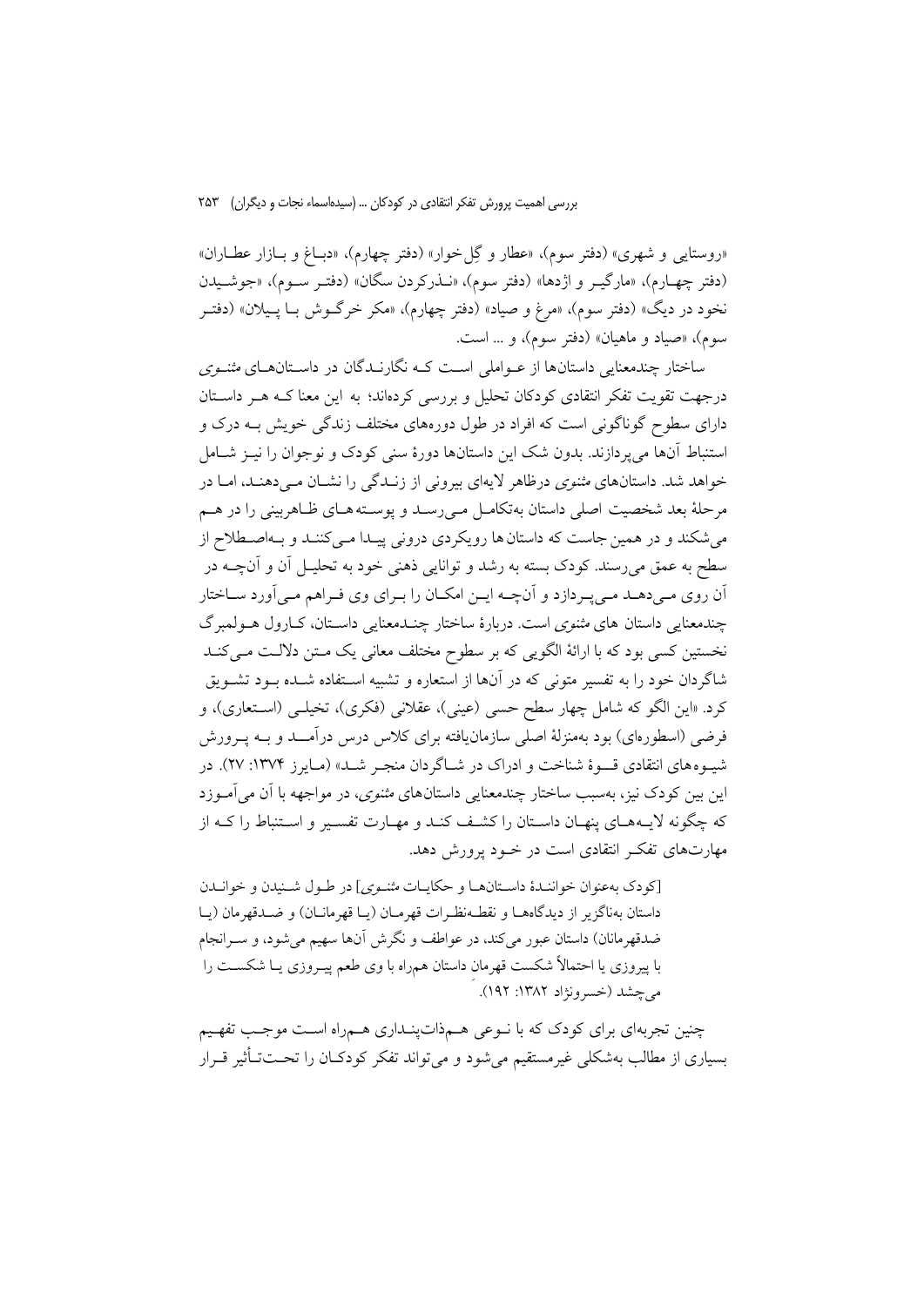«روستایی و شهری» (دفتر سوم)، «عطار و گِل‌خوار» (دفتر چهارم)، «دبـاغ و بـازار عطـاران» (دفتر چهـارم)، «مارگیـر و اژدها» (دفتر سوم)، «نـذرکردن سگان» (دفتـر سـوم)، «جوشـیدن نخود در دیگ» (دفتر سوم)، «مرغ و صیاد» (دفتر چهارم)، «مکر خرگـوش بـا پـیلان» (دفتـر سوم)، «صیاد و ماهیان» (دفتر سوم)، و ... است.

ساختار چندمعنایی داستان‌ها از عـواملی اسـت کـه نگارنـدگان در داسـتان‌هـای *مثنـوی* درجهت تقویت تفکر انتقادی کودکان تحلیل و بررسی کرده‌اند؛ به این معنا کـه هـر داسـتان دارای سطوح گوناگونی است که افراد در طول دوره‌های مختلف زندگی خویش بـه درک و استنباط آن‌ها می‌پردازند. بدون شک این داستان‌ها دورهٔ سنی کودک و نوجوان را نیـز شـامل خواهد شد. داستان‌های *مثنوی* درظاهر لایه‌ای بیرونی از زنـدگی را نشـان مـی‌دهنـد، امـا در مرحلهٔ بعد شخصیت اصلی داستان به‌تکامـل مـی‌رسـد و پوسـته‌هـای ظـاهربینی را در هـم می‌شکند و در همین جاست که داستان ها رویکردی درونی پیـدا مـی‌کننـد و بـه‌اصـطلاح از سطح به عمق می‌رسند. کودک بسته به رشد و توانایی ذهنی خود به تحلیـل آن و آن‌چـه در آن روی مـی‌دهـد مـی‌پـردازد و آن‌چـه ایـن امکـان را بـرای وی فـراهم مـی‌آورد سـاختار چندمعنایی داستان های *مثنوی* است. دربارهٔ ساختار چنـدمعنایی داسـتان، کـارول هـولمبرگ نخستین کسی بود که با ارائهٔ الگویی که بر سطوح مختلف معانی یک مـتن دلالـت مـی‌کنـد شاگردان خود را به تفسیر متونی که در آن‌ها از استعاره و تشبیه اسـتفاده شـده بـود تشـویق کرد. «این الگو که شامل چهار سطح حسی (عینی)، عقلانی (فکری)، تخیلـی (اسـتعاری)، و فرضی (اسطوره‌ای) بود به‌منزلهٔ اصلی سازمان‌یافته برای کلاس درس درآمـد و بـه پـرورش شیـوه‌های انتقادی قـوهٔ شناخت و ادراک در شـاگردان منجـر شـد» (مـایرز ۱۳۷۴: ۲۷). در این بین کودک نیز، به‌سبب ساختار چندمعنایی داستان‌های *مثنوی*، در مواجهه با آن می‌آمـوزد که چگونه لایـه‌هـای پنهـان داسـتان را کشـف کنـد و مهـارت تفسـیر و اسـتنباط را کـه از مهارت‌های تفکـر انتقادی است در خـود پرورش دهد.

> [کودک به‌عنوان خواننـدهٔ داسـتان‌هـا و حکایـات *مثنـوی*] در طـول شـنیدن و خوانـدن داستان به‌ناگزیر از دیدگاه‌هـا و نقطـه‌نظـرات قهرمـان (یـا قهرمانـان) و ضـدقهرمان (یـا ضدقهرمانان) داستان عبور می‌کند، در عواطف و نگرش آن‌ها سهیم می‌شود، و سـرانجام با پیروزی یا احتمالاً شکست قهرمان داستان هم‌راه با وی طعم پیـروزی یـا شکسـت را می‌چشد (خسرونژاد ۱۳۸۲: ۱۹۲).

چنین تجربه‌ای برای کودک که با نـوعی هـم‌ذات‌پنـداری هـم‌راه اسـت موجـب تفهـیم بسیاری از مطالب به‌شکلی غیرمستقیم می‌شود و می‌تواند تفکر کودکـان را تحـت‌تـأثیر قـرار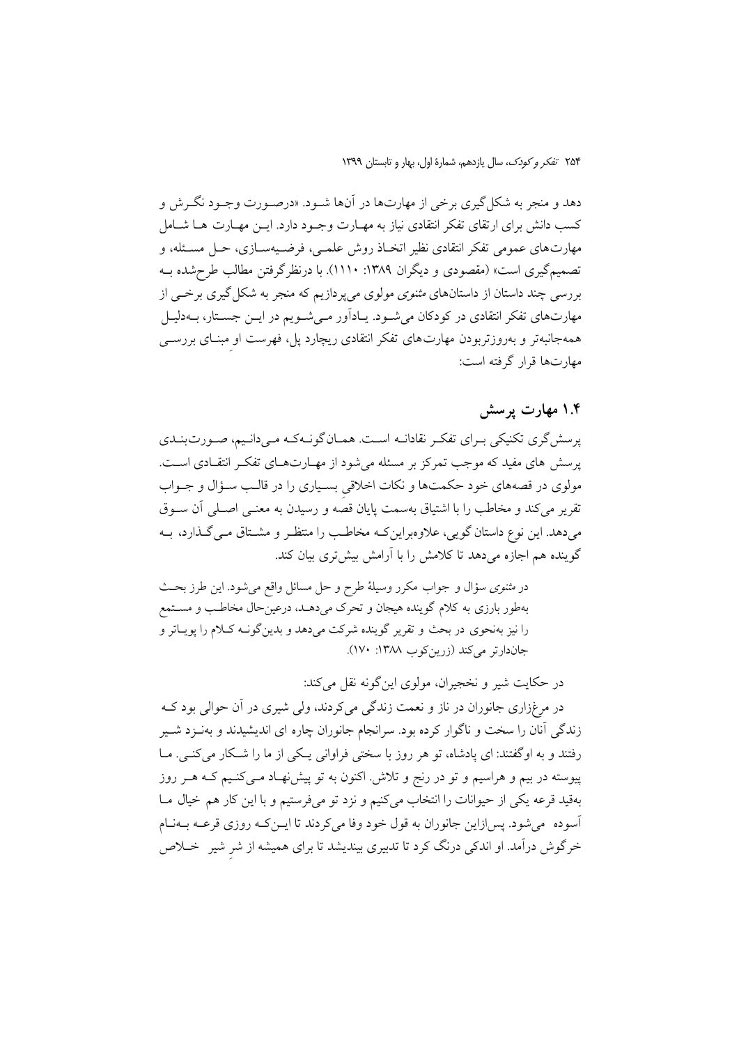دهد و منجر به شکل‌گیری برخی از مهارت‌ها در آن‌ها شـود. «درصـورت وجـود نگـرش و کسب دانش برای ارتقای تفکر انتقادی نیاز به مهـارت وجـود دارد. ایـن مهـارت هـا شـامل مهارت‌های عمومی تفکر انتقادی نظیر اتخـاذ روش علمـی، فرضـیه‌سـازی، حـل مسـئله، و تصمیم‌گیری است» (مقصودی و دیگران ۱۳۸۹: ۱۱۱۰). با درنظرگرفتن مطالب طرح‌شده بـه بررسی چند داستان از داستان‌های *مثنوی* مولوی می‌پردازیم که منجر به شکل‌گیری برخـی از مهارت‌های تفکر انتقادی در کودکان می‌شـود. یـادآور مـی‌شـویم در ایـن جسـتار، بـه‌دلیـل همه‌جانبه‌تر و به‌روزتربودن مهارت‌های تفکر انتقادی ریچارد پل، فهرست او مبنـای بررسـی مهارت‌ها قرار گرفته است:

## ۱.۴ مهارت پرسش

پرسش‌گری تکنیکی بـرای تفکـر نقادانـه اسـت. همـان‌گونـه‌کـه مـی‌دانـیم، صـورت‌بنـدی پرسش های مفید که موجب تمرکز بر مسئله می‌شود از مهـارت‌هـای تفکـر انتقـادی اسـت. مولوی در قصه‌های خود حکمت‌ها و نکات اخلاقیِ بسـیاری را در قالـب سـؤال و جـواب تقریر می‌کند و مخاطب را با اشتیاق به‌سمت پایان قصه و رسیدن به معنـی اصـلی آن سـوق می‌دهد. این نوع داستان گویی، علاوه‌براین‌کـه مخاطـب را منتظـر و مشـتاق مـی‌گـذارد، بـه گوینده هم اجازه می‌دهد تا کلامش را با آرامش بیش‌تری بیان کند.

> در *مثنوی* سؤال و جواب مکرر وسیلهٔ طرح و حل مسائل واقع می‌شود. این طرز بحـث به‌طور بارزی به کلام گوینده هیجان و تحرک می‌دهـد، درعین‌حال مخاطـب و مسـتمع را نیز به‌نحوی در بحث و تقریر گوینده شرکت می‌دهد و بدین‌گونـه کـلام را پویـاتر و جان‌دارتر می‌کند (زرین‌کوب ۱۳۸۸: ۱۷۰).

در حکایت شیر و نخجیران، مولوی این‌گونه نقل می‌کند:

در مرغزاری جانوران در ناز و نعمت زندگی می‌کردند، ولی شیری در آن حوالی بود کـه زندگی آنان را سخت و ناگوار کرده بود. سرانجام جانوران چاره ای اندیشیدند و بهنـزد شـیر رفتند و به اوگفتند: ای پادشاه، تو هر روز با سختی فراوانی یـکی از ما را شـکار می‌کنـی. مـا پیوسته در بیم و هراسیم و تو در رنج و تلاش. اکنون به تو پیش‌نهـاد مـی‌کنـیم کـه هـر روز به‌قید قرعه یکی از حیوانات را انتخاب می‌کنیم و نزد تو می‌فرستیم و با این کار هم خیال مـا آسوده می‌شود. پس‌ازاین جانوران به قول خود وفا می‌کردند تا ایـن‌کـه روزی قرعـه بـه‌نـام خرگوش درآمد. او اندکی درنگ کرد تا تدبیری بیندیشد تا برای همیشه از شرِ شیر خـلاص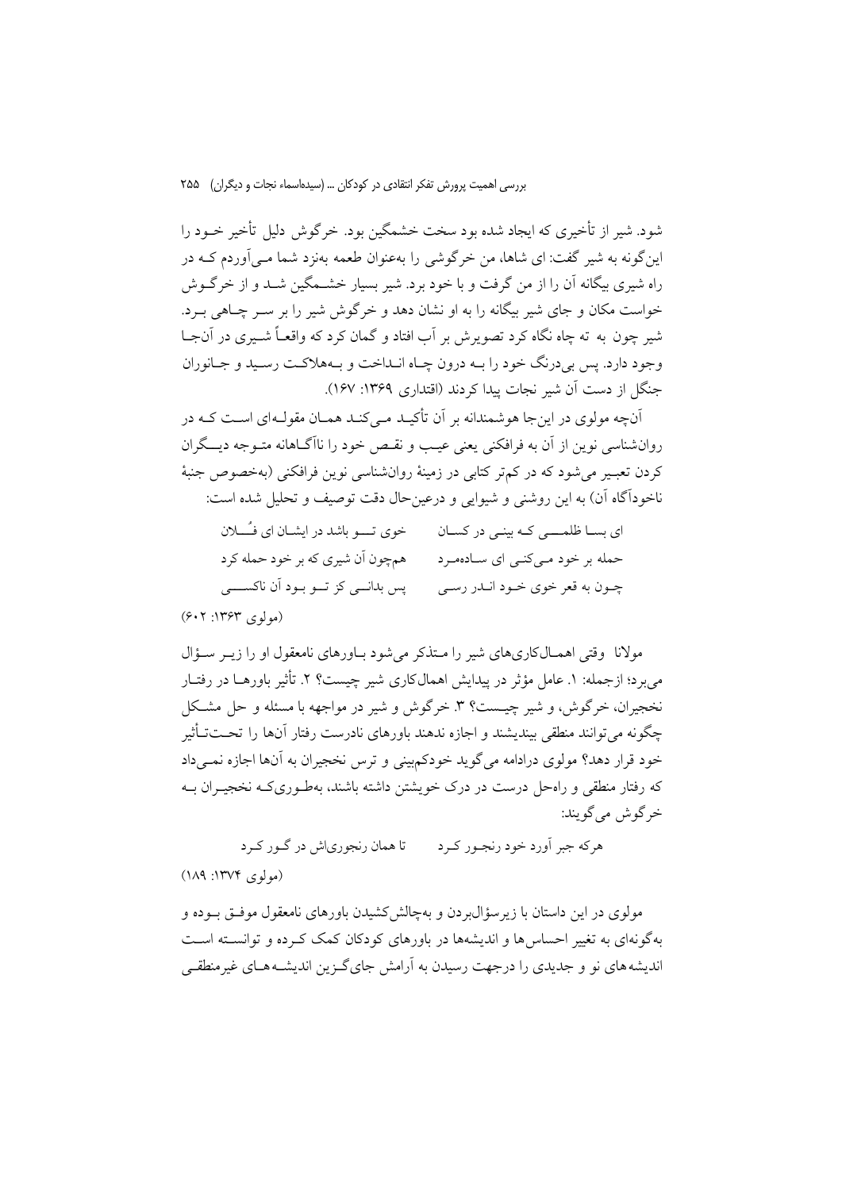شود. شیر از تأخیری که ایجاد شده بود سخت خشمگین بود. خرگوش دلیل تأخیر خود را این‌گونه به شیر گفت: ای شاها، من خرگوشی را به‌عنوان طعمه به‌نزد شما می‌آوردم که در راه شیری بیگانه آن را از من گرفت و با خود برد. شیر بسیار خشمگین شد و از خرگوش خواست مکان و جای شیر بیگانه را به او نشان دهد و خرگوش شیر را بر سر چاهی برد. شیر چون به ته چاه نگاه کرد تصویرش بر آب افتاد و گمان کرد که واقعاً شیری در آن‌جا وجود دارد. پس بی‌درنگ خود را به درون چاه انداخت و به‌هلاکت رسید و جانوران جنگل از دست آن شیر نجات پیدا کردند (اقتداری ۱۳۶۹: ۱۶۷).

آن‌چه مولوی در این‌جا هوشمندانه بر آن تأکید می‌کند همان مقوله‌ای است که در روان‌شناسی نوین از آن به فرافکنی یعنی عیب و نقص خود را ناآگاهانه متوجه دیگران کردن تعبیر می‌شود که در کم‌تر کتابی در زمینهٔ روان‌شناسی نوین فرافکنی (به‌خصوص جنبهٔ ناخودآگاه آن) به این روشنی و شیوایی و درعین‌حال دقت توصیف و تحلیل شده است:

ای بسا ظلمی که بینی در کسان　　خوی تو باشد در ایشان ای فلان

حمله بر خود می‌کنی ای ساده‌مرد　　هم‌چون آن شیری که بر خود حمله کرد

چون به قعر خوی خود اندر رسی　　پس بدانی کز تو بود آن ناکسی

(مولوی ۱۳۶۳: ۶۰۲)

مولانا وقتی اهمال‌کاری‌های شیر را متذکر می‌شود باورهای نامعقول او را زیر سؤال می‌برد؛ ازجمله: ۱. عامل مؤثر در پیدایش اهمال‌کاری شیر چیست؟ ۲. تأثیر باورها در رفتار نخجیران، خرگوش، و شیر چیست؟ ۳. خرگوش و شیر در مواجهه با مسئله و حل مشکل چگونه می‌توانند منطقی بیندیشند و اجازه ندهند باورهای نادرست رفتار آن‌ها را تحت‌تأثیر خود قرار دهد؟ مولوی درادامه می‌گوید خودکم‌بینی و ترس نخجیران به آن‌ها اجازه نمی‌داد که رفتار منطقی و راه‌حل درست در درک خویشتن داشته باشند، به‌طوری‌که نخجیران به خرگوش می‌گویند:

هرکه جبر آورد خود رنجور کرد　　تا همان رنجوری‌اش در گور کرد

(مولوی ۱۳۷۴: ۱۸۹)

مولوی در این داستان با زیرسؤال‌بردن و به‌چالش‌کشیدن باورهای نامعقول موفق بوده و به‌گونه‌ای به تغییر احساس‌ها و اندیشه‌ها در باورهای کودکان کمک کرده و توانسته است اندیشه‌های نو و جدیدی را درجهت رسیدن به آرامش جای‌گزین اندیشه‌های غیرمنطقی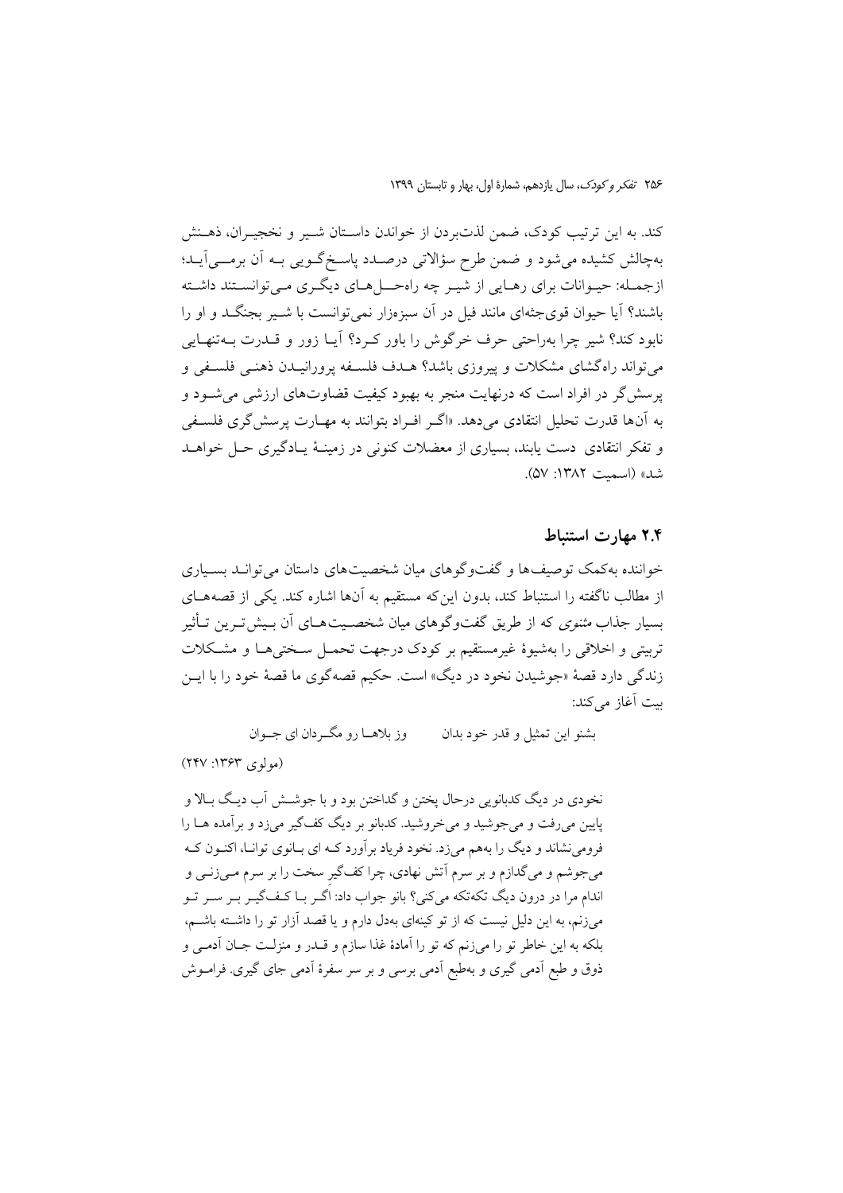کند. به این ترتیب کودک، ضمن لذت‌بردن از خواندن داستان شیر و نخجیران، ذهنش به‌چالش کشیده می‌شود و ضمن طرح سؤالاتی درصدد پاسخ‌گویی به آن برمی‌آید؛ ازجمله: حیوانات برای رهایی از شیر چه راه‌حل‌های دیگری می‌توانستند داشته باشند؟ آیا حیوان قوی‌جثه‌ای مانند فیل در آن سبزه‌زار نمی‌توانست با شیر بجنگد و او را نابود کند؟ شیر چرا به‌راحتی حرف خرگوش را باور کرد؟ آیا زور و قدرت به‌تنهایی می‌تواند راه‌گشای مشکلات و پیروزی باشد؟ هدف فلسفه پرورانیدن ذهنی فلسفی و پرسش‌گر در افراد است که درنهایت منجر به بهبود کیفیت قضاوت‌های ارزشی می‌شود و به آن‌ها قدرت تحلیل انتقادی می‌دهد. «اگر افراد بتوانند به مهارت پرسش‌گری فلسفی و تفکر انتقادی دست یابند، بسیاری از معضلات کنونی در زمینهٔ یادگیری حل خواهد شد» (اسمیت ۱۳۸۲: ۵۷).

## ۲.۴ مهارت استنباط

خواننده به‌کمک توصیف‌ها و گفت‌وگوهای میان شخصیت‌های داستان می‌تواند بسیاری از مطالب ناگفته را استنباط کند، بدون این‌که مستقیم به آن‌ها اشاره کند. یکی از قصه‌های بسیار جذاب *مثنوی* که از طریق گفت‌وگوهای میان شخصیت‌های آن بیش‌ترین تأثیر تربیتی و اخلاقی را به‌شیوهٔ غیرمستقیم بر کودک درجهت تحمل سختی‌ها و مشکلات زندگی دارد قصهٔ «جوشیدن نخود در دیگ» است. حکیم قصه‌گوی ما قصهٔ خود را با این بیت آغاز می‌کند:

بشنو این تمثیل و قدر خود بدان &nbsp;&nbsp;&nbsp;&nbsp; وز بلاها رو مگردان ای جوان

(مولوی ۱۳۶۳: ۲۴۷)

> نخودی در دیگ کدبانویی درحال پختن و گداختن بود و با جوشش آب دیگ بالا و پایین می‌رفت و می‌جوشید و می‌خروشید. کدبانو بر دیگ کف‌گیر می‌زد و برآمده ها را فرومی‌نشاند و دیگ را به‌هم می‌زد. نخود فریاد برآورد که ای بانوی توانا، اکنون که می‌جوشم و می‌گدازم و بر سرم آتش نهادی، چرا کف‌گیر سخت را بر سرم می‌زنی و اندام مرا در درون دیگ تکه‌تکه می‌کنی؟ بانو جواب داد: اگر با کف‌گیر بر سر تو می‌زنم، به این دلیل نیست که از تو کینه‌ای به‌دل دارم و یا قصد آزار تو را داشته باشم، بلکه به این خاطر تو را می‌زنم که تو را آمادهٔ غذا سازم و قدر و منزلت جان آدمی و ذوق و طبع آدمی گیری و به‌طبع آدمی برسی و بر سر سفرهٔ آدمی جای گیری. فراموش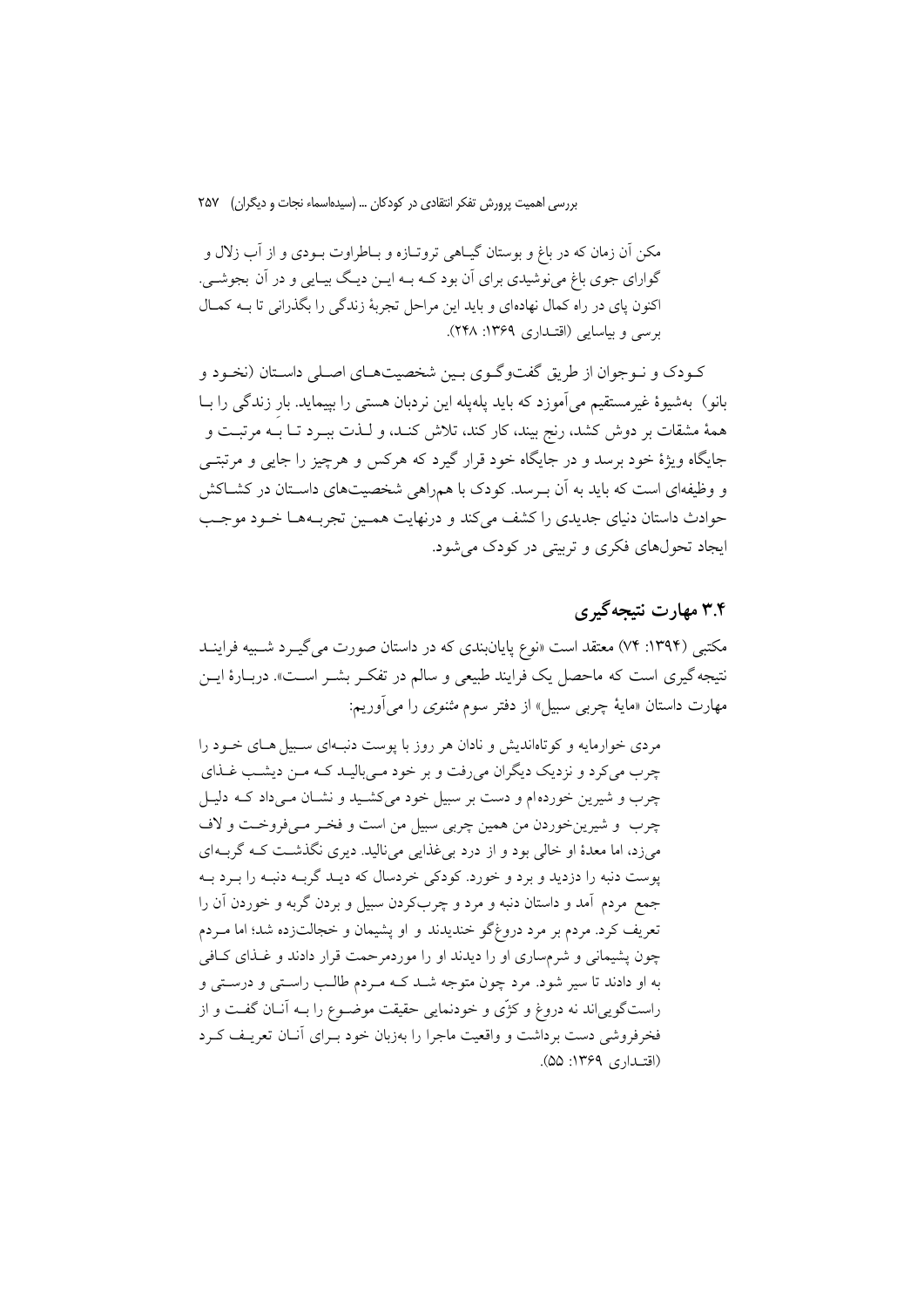مکن آن زمان که در باغ و بوستان گیاهی تروتازه و باطراوت بودی و از آب زلال و گوارای جوی باغ می‌نوشیدی برای آن بود که به این دیگ بیایی و در آن بجوشی. اکنون پای در راه کمال نهاده‌ای و باید این مراحل تجربهٔ زندگی را بگذرانی تا به کمال برسی و بیاسایی (اقتداری ۱۳۶۹: ۲۴۸).

کودک و نوجوان از طریق گفت‌وگوی بین شخصیت‌های اصلی داستان (نخود و بانو) به‌شیوهٔ غیرمستقیم می‌آموزد که باید پله‌پله این نردبان هستی را بپیماید. بار زندگی را با همهٔ مشقات بر دوش کشد، رنج بیند، کار کند، تلاش کند، و لذت ببرد تا به مرتبت و جایگاه ویژهٔ خود برسد و در جایگاه خود قرار گیرد که هرکس و هرچیز را جایی و مرتبتی و وظیفه‌ای است که باید به آن برسد. کودک با همراهی شخصیت‌های داستان در کشاکش حوادث داستان دنیای جدیدی را کشف می‌کند و درنهایت همین تجربه‌ها خود موجب ایجاد تحول‌های فکری و تربیتی در کودک می‌شود.

## ۳.۴ مهارت نتیجه‌گیری

مکتبی (۱۳۹۴: ۷۴) معتقد است «نوع پایان‌بندی که در داستان صورت می‌گیرد شبیه فرایند نتیجه‌گیری است که ماحصل یک فرایند طبیعی و سالم در تفکر بشر است». دربارهٔ این مهارت داستان «مایهٔ چربی سبیل» از دفتر سوم *مثنوی* را می‌آوریم:

مردی خوارمایه و کوتاه‌اندیش و نادان هر روز با پوست دنبه‌ای سبیل‌های خود را چرب می‌کرد و نزدیک دیگران می‌رفت و بر خود می‌بالید که من دیشب غذای چرب و شیرین خورده‌ام و دست بر سبیل خود می‌کشید و نشان می‌داد که دلیل چرب و شیرین‌خوردن من همین چربی سبیل من است و فخر می‌فروخت و لاف می‌زد، اما معدهٔ او خالی بود و از درد بی‌غذایی می‌نالید. دیری نگذشت که گربه‌ای پوست دنبه را دزدید و برد و خورد. کودکی خردسال که دید گربه دنبه را برد به جمع مردم آمد و داستان دنبه و مرد و چرب‌کردن سبیل و بردن گربه و خوردن آن را تعریف کرد. مردم بر مرد دروغ‌گو خندیدند و او پشیمان و خجالت‌زده شد؛ اما مردم چون پشیمانی و شرمساری او را دیدند او را موردمرحمت قرار دادند و غذای کافی به او دادند تا سیر شود. مرد چون متوجه شد که مردم طالب راستی و درستی و راست‌گویی‌اند نه دروغ و کژّی و خودنمایی حقیقت موضوع را به آنان گفت و از فخرفروشی دست برداشت و واقعیت ماجرا را به‌زبان خود برای آنان تعریف کرد (اقتداری ۱۳۶۹: ۵۵).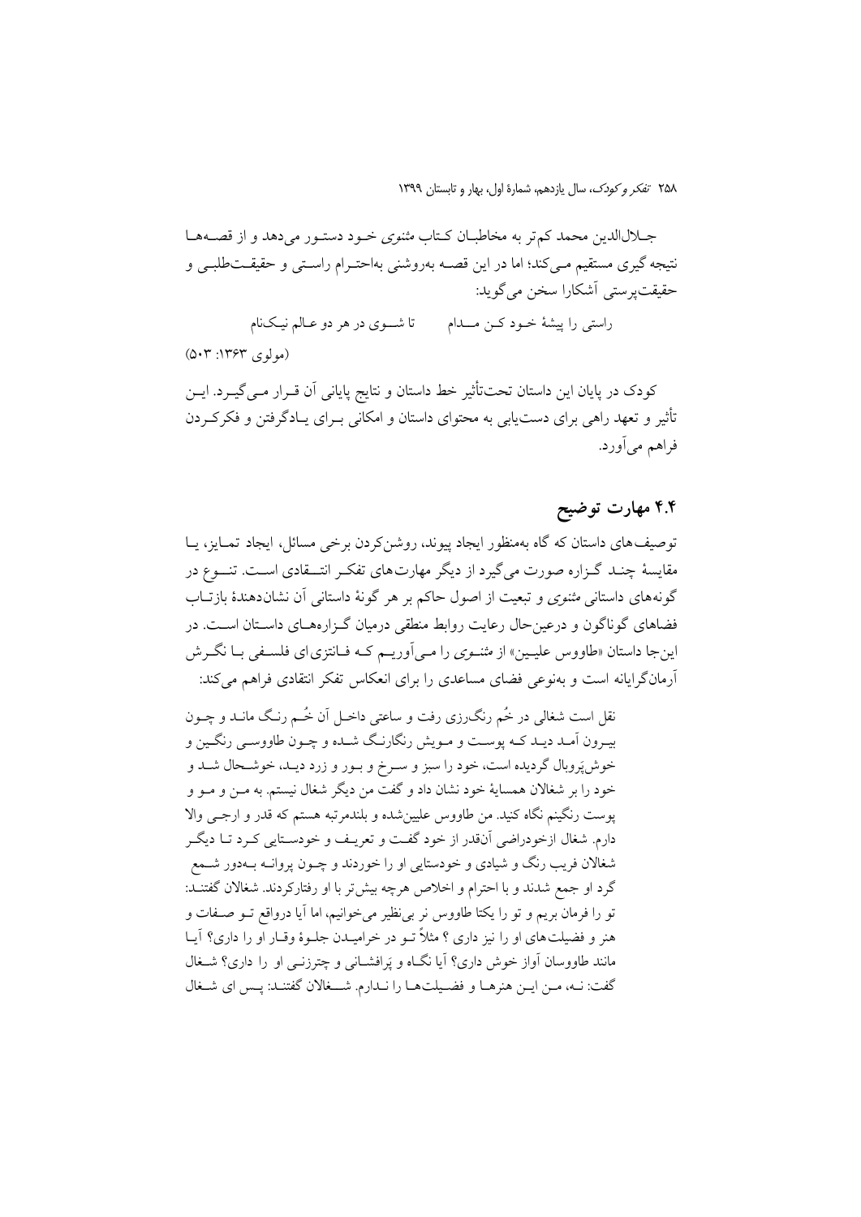جلال‌الدین محمد کم‌تر به مخاطبان کتاب *مثنوی* خود دستور می‌دهد و از قصه‌ها نتیجه‌گیری مستقیم می‌کند؛ اما در این قصه به‌روشنی به‌احترام راستی و حقیقت‌طلبی و حقیقت‌پرستی آشکارا سخن می‌گوید:

راستی را پیشهٔ خود کن مدام تا شوی در هر دو عالم نیک‌نام

(مولوی ۱۳۶۳: ۵۰۳)

کودک در پایان این داستان تحت‌تأثیر خط داستان و نتایج پایانی آن قرار می‌گیرد. این تأثیر و تعهد راهی برای دست‌یابی به محتوای داستان و امکانی برای یادگرفتن و فکرکردن فراهم می‌آورد.

## ۴.۴ مهارت توضیح

توصیف‌های داستان که گاه به‌منظور ایجاد پیوند، روشن‌کردن برخی مسائل، ایجاد تمایز، یا مقایسهٔ چند گزاره صورت می‌گیرد از دیگر مهارت‌های تفکر انتقادی است. تنوع در گونه‌های داستانی *مثنوی* و تبعیت از اصول حاکم بر هر گونهٔ داستانی آن نشان‌دهندهٔ بازتاب فضاهای گوناگون و درعین‌حال رعایت روابط منطقی درمیان گزاره‌های داستان است. در این‌جا داستان «طاووس علیین» از *مثنوی* را می‌آوریم که فانتزی‌ای فلسفی با نگرش آرمان‌گرایانه است و به‌نوعی فضای مساعدی را برای انعکاس تفکر انتقادی فراهم می‌کند:

> نقل است شغالی در خُم رنگرزی رفت و ساعتی داخل آن خُم رنگ ماند و چون بیرون آمد دید که پوست و مویش رنگارنگ شده و چون طاووسی رنگین و خوش‌پَروبال گردیده است، خود را سبز و سرخ و بور و زرد دید، خوشحال شد و خود را بر شغالان همسایهٔ خود نشان داد و گفت من دیگر شغال نیستم. به من و مو و پوست رنگینم نگاه کنید. من طاووس علیین‌شده و بلندمرتبه هستم که قدر و ارجی والا دارم. شغال ازخودراضی آن‌قدر از خود گفت و تعریف و خودستایی کرد تا دیگر شغالان فریب رنگ و شیادی و خودستایی او را خوردند و چون پروانه به‌دور شمع گرد او جمع شدند و با احترام و اخلاص هرچه بیش‌تر با او رفتارکردند. شغالان گفتند: تو را فرمان بریم و تو را یکتا طاووس نر بی‌نظیر می‌خوانیم، اما آیا درواقع تو صفات و هنر و فضیلت‌های او را نیز داری ؟ مثلاً تو در خرامیدن جلوهٔ وقار او را داری؟ آیا مانند طاووسان آواز خوش داری؟ آیا نگاه و پَرافشانی و چترزنی او را داری؟ شغال گفت: نه، من این هنرها و فضیلت‌ها را ندارم. شغالان گفتند: پس ای شغال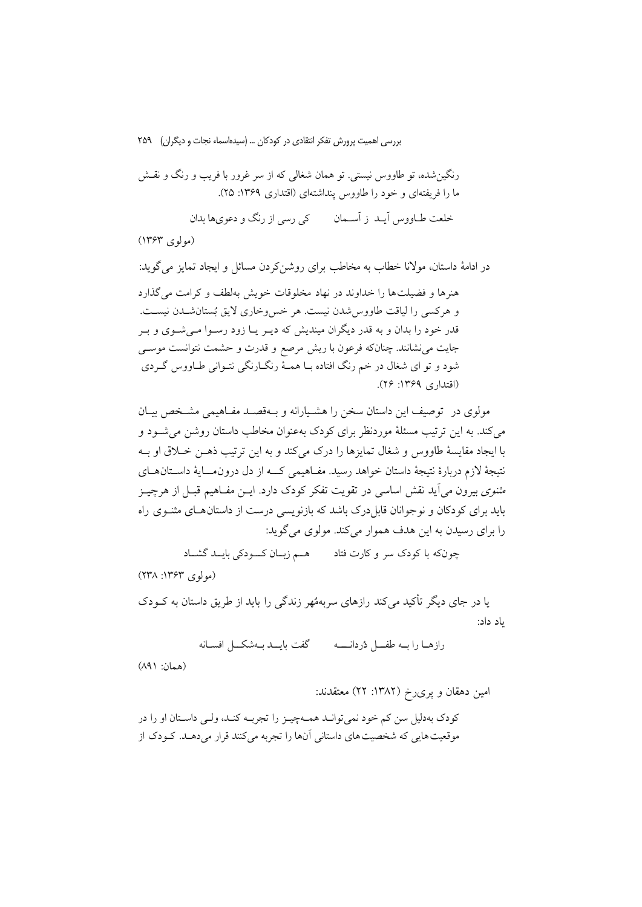رنگین‌شده، تو طاووس نیستی. تو همان شغالی که از سر غرور با فریب و رنگ و نقش ما را فریفته‌ای و خود را طاووس پنداشته‌ای (اقتداری ۱۳۶۹: ۲۵).

خلعت طاووس آید ز آسمان  کی رسی از رنگ و دعوی‌ها بدان

(مولوی ۱۳۶۳)

در ادامهٔ داستان، مولانا خطاب به مخاطب برای روشن‌کردن مسائل و ایجاد تمایز می‌گوید:

> هنرها و فضیلت‌ها را خداوند در نهاد مخلوقات خویش به‌لطف و کرامت می‌گذارد و هرکسی را لیاقت طاووس‌شدن نیست. هر خس‌وخاری لایق بُستان‌شدن نیست. قدر خود را بدان و به قدر دیگران مپندیش که دیر یا زود رسوا می‌شوی و بر جایت می‌نشانند. چنان‌که فرعون با ریش مرصع و قدرت و حشمت نتوانست موسی شود و تو ای شغال در خم رنگ افتاده با همهٔ رنگارنگی نتوانی طاووس گردی (اقتداری ۱۳۶۹: ۲۶).

مولوی در توصیف این داستان سخن را هشیارانه و به‌قصد مفاهیمی مشخص بیان می‌کند. به این ترتیب مسئلهٔ موردنظر برای کودک به‌عنوان مخاطب داستان روشن می‌شود و با ایجاد مقایسهٔ طاووس و شغال تمایزها را درک می‌کند و به این ترتیب ذهن خلاق او به نتیجهٔ لازم دربارهٔ نتیجهٔ داستان خواهد رسید. مفاهیمی که از دل درون‌مایهٔ داستان‌های *مثنوی* بیرون می‌آید نقش اساسی در تقویت تفکر کودک دارد. این مفاهیم قبل از هرچیز باید برای کودکان و نوجوانان قابل‌درک باشد که بازنویسی درست از داستان‌های مثنوی راه را برای رسیدن به این هدف هموار می‌کند. مولوی می‌گوید:

چون‌که با کودک سر و کارت فتاد  هم زبان کودکی باید گشاد

(مولوی ۱۳۶۳: ۲۳۸)

یا در جای دیگر تأکید می‌کند رازهای سربه‌مُهر زندگی را باید از طریق داستان به کودک یاد داد:

رازها را به طفل دُردانه  گفت باید به‌شکل افسانه

(همان: ۸۹۱)

امین دهقان و پری‌رخ (۱۳۸۲: ۲۲) معتقدند:

> کودک به‌دلیل سن کم خود نمی‌تواند همه‌چیز را تجربه کند، ولی داستان او را در موقعیت‌هایی که شخصیت‌های داستانی آن‌ها را تجربه می‌کنند قرار می‌دهد. کودک از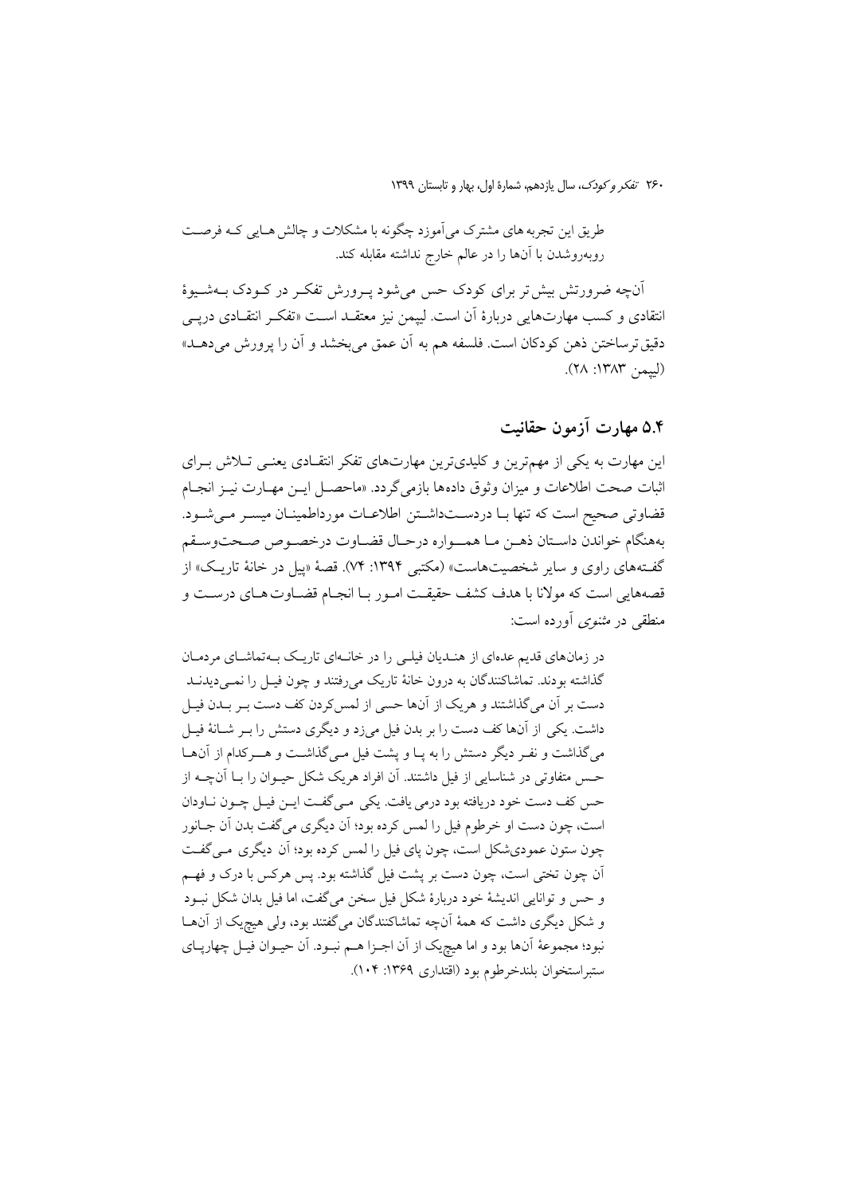طریق این تجربه های مشترک می‌آموزد چگونه با مشکلات و چالش هـایی کـه فرصـت روبه‌روشدن با آن‌ها را در عالم خارج نداشته مقابله کند.

آن‌چه ضرورتش بیش‌تر برای کودک حس می‌شود پـرورش تفکـر در کـودک بـه‌شـیوهٔ انتقادی و کسب مهارت‌هایی دربارهٔ آن است. لیپمن نیز معتقـد اسـت «تفکـر انتقـادی درپـی دقیق‌ترساختن ذهن کودکان است. فلسفه هم به آن عمق می‌بخشد و آن را پرورش می‌دهـد» (لیپمن ۱۳۸۳: ۲۸).

## ۵.۴ مهارت آزمون حقانیت

این مهارت به یکی از مهم‌ترین و کلیدی‌ترین مهارت‌های تفکر انتقـادی یعنـی تـلاش بـرای اثبات صحت اطلاعات و میزان وثوق داده‌ها بازمی‌گردد. «ماحصـل ایـن مهـارت نیـز انجـام قضاوتی صحیح است که تنها بـا دردسـت‌داشـتن اطلاعـات مورداطمینـان میسـر مـی‌شـود. به‌هنگام خواندن داسـتان ذهـن مـا همـــواره درحـال قضـاوت درخصـوص صـحت‌وسـقم گفـته‌های راوی و سایر شخصیت‌هاست» (مکتبی ۱۳۹۴: ۷۴). قصهٔ «پیل در خانهٔ تاریـک» از قصه‌هایی است که مولانا با هدف کشف حقیقـت امـور بـا انجـام قضـاوت‌هـای درسـت و منطقی در *مثنوی* آورده است:

> در زمان‌های قدیم عده‌ای از هنـدیان فیلـی را در خانـه‌ای تاریـک بـه‌تماشـای مردمـان گذاشته بودند. تماشاکنندگان به درون خانهٔ تاریک می‌رفتند و چون فیـل را نمـی‌دیدنـد دست بر آن می‌گذاشتند و هریک از آن‌ها حسی از لمس‌کردن کف دست بـر بـدن فیـل داشت. یکی از آن‌ها کف دست را بر بدن فیل می‌زد و دیگری دستش را بـر شـانهٔ فیـل می‌گذاشت و نفـر دیگر دستش را به پـا و پشت فیل مـی‌گذاشـت و هـرکدام از آن‌هـا حـس متفاوتی در شناسایی از فیل داشتند. آن افراد هریک شکل حیـوان را بـا آن‌چـه از حس کف دست خود دریافته بود درمی یافت. یکی مـی‌گفـت ایـن فیـل چـون نـاودان است، چون دست او خرطوم فیل را لمس کرده بود؛ آن دیگری می‌گفت بدن آن جـانور چون ستون عمودی‌شکل است، چون پای فیل را لمس کرده بود؛ آن دیگری مـی‌گفـت آن چون تختی است، چون دست بر پشت فیل گذاشته بود. پس هرکس با درک و فهـم و حس و توانایی اندیشهٔ خود دربارهٔ شکل فیل سخن می‌گفت، اما فیل بدان شکل نبـود و شکل دیگری داشت که همهٔ آن‌چه تماشاکنندگان می‌گفتند بود، ولی هیچ‌یک از آن‌هـا نبود؛ مجموعهٔ آن‌ها بود و اما هیچ‌یک از آن اجـزا هـم نبـود. آن حیـوان فیـل چهارپـای ستبراستخوان بلندخرطوم بود (اقتداری ۱۳۶۹: ۱۰۴).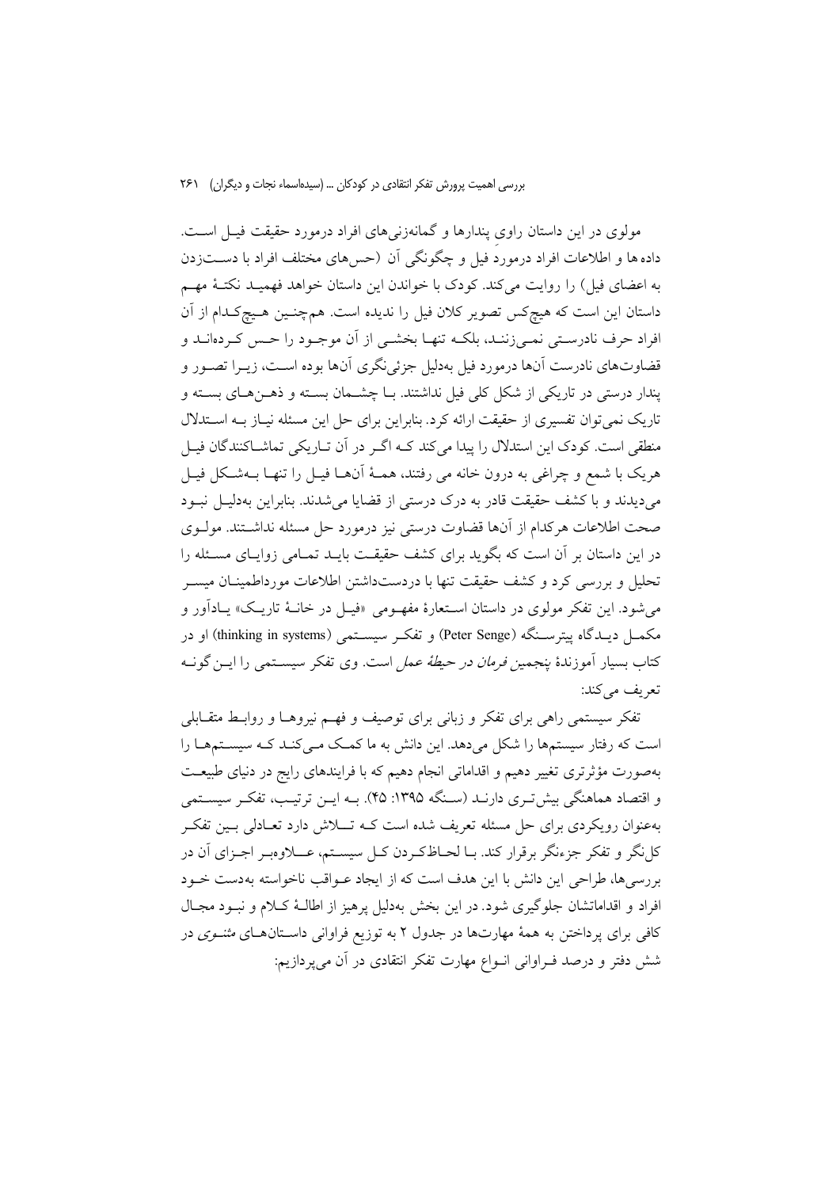مولوی در این داستان راوی پندارها و گمانه‌زنی‌های افراد درمورد حقیقت فیل است. داده‌ها و اطلاعات افراد درمورد فیل و چگونگی آن (حس‌های مختلف افراد با دست‌زدن به اعضای فیل) را روایت می‌کند. کودک با خواندن این داستان خواهد فهمید نکتهٔ مهم داستان این است که هیچ‌کس تصویر کلان فیل را ندیده است. هم‌چنین هیچ‌کدام از آن افراد حرف نادرستی نمی‌زنند، بلکه تنها بخشی از آن موجود را حس کرده‌اند و قضاوت‌های نادرست آن‌ها درمورد فیل به‌دلیل جزئی‌نگری آن‌ها بوده است، زیرا تصور و پندار درستی در تاریکی از شکل کلی فیل نداشتند. با چشمان بسته و ذهن‌های بسته و تاریک نمی‌توان تفسیری از حقیقت ارائه کرد. بنابراین برای حل این مسئله نیاز به استدلال منطقی است. کودک این استدلال را پیدا می‌کند که اگر در آن تاریکی تماشاکنندگان فیل هریک با شمع و چراغی به درون خانه می رفتند، همهٔ آن‌ها فیل را تنها به‌شکل فیل می‌دیدند و با کشف حقیقت قادر به درک درستی از قضایا می‌شدند. بنابراین به‌دلیل نبود صحت اطلاعات هرکدام از آن‌ها قضاوت درستی نیز درمورد حل مسئله نداشتند. مولوی در این داستان بر آن است که بگوید برای کشف حقیقت باید تمامی زوایای مسئله را تحلیل و بررسی کرد و کشف حقیقت تنها با دردست‌داشتن اطلاعات مورداطمینان میسر می‌شود. این تفکر مولوی در داستان استعارهٔ مفهومی «فیل در خانهٔ تاریک» یادآور و مکمل دیدگاه پیترسنگه (Peter Senge) و تفکر سیستمی (thinking in systems) او در کتاب بسیار آموزندهٔ *پنجمین فرمان در حیطهٔ عمل* است. وی تفکر سیستمی را این‌گونه تعریف می‌کند:

تفکر سیستمی راهی برای تفکر و زبانی برای توصیف و فهم نیروها و روابط متقابلی است که رفتار سیستم‌ها را شکل می‌دهد. این دانش به ما کمک می‌کند که سیستم‌ها را به‌صورت مؤثرتری تغییر دهیم و اقداماتی انجام دهیم که با فرایندهای رایج در دنیای طبیعت و اقتصاد هماهنگی بیش‌تری دارند (سنگه ۱۳۹۵: ۴۵). به این ترتیب، تفکر سیستمی به‌عنوان رویکردی برای حل مسئله تعریف شده است که تلاش دارد تعادلی بین تفکر کل‌نگر و تفکر جزءنگر برقرار کند. با لحاظ‌کردن کل سیستم، علاوه‌بر اجزای آن در بررسی‌ها، طراحی این دانش با این هدف است که از ایجاد عواقب ناخواسته به‌دست خود افراد و اقداماتشان جلوگیری شود. در این بخش به‌دلیل پرهیز از اطالهٔ کلام و نبود مجال کافی برای پرداختن به همهٔ مهارت‌ها در جدول ۲ به توزیع فراوانی داستان‌های *مثنوی* در شش دفتر و درصد فراوانی انواع مهارت تفکر انتقادی در آن می‌پردازیم: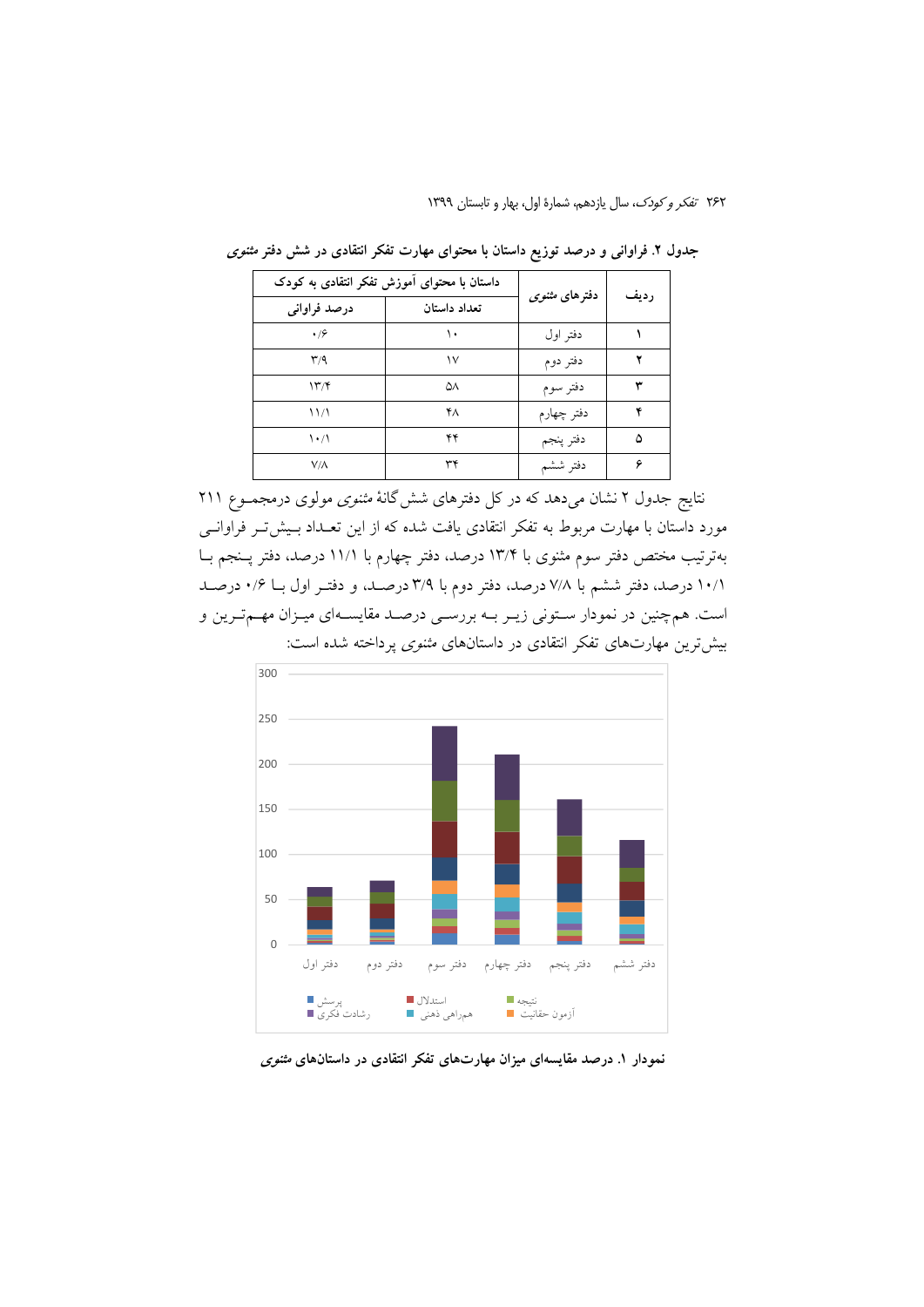**جدول ۲. فراوانی و درصد توزیع داستان با محتوای مهارت تفکر انتقادی در شش دفتر مثنوی**

| ردیف | دفترهای مثنوی | داستان با محتوای آموزش تفکر انتقادی به کودک | |
|---|---|---|---|
| | | تعداد داستان | درصد فراوانی |
| ۱ | دفتر اول | ۱۰ | ۰/۶ |
| ۲ | دفتر دوم | ۱۷ | ۳/۹ |
| ۳ | دفتر سوم | ۵۸ | ۱۳/۴ |
| ۴ | دفتر چهارم | ۴۸ | ۱۱/۱ |
| ۵ | دفتر پنجم | ۴۴ | ۱۰/۱ |
| ۶ | دفتر ششم | ۳۴ | ۷/۸ |

نتایج جدول ۲ نشان می‌دهد که در کل دفترهای شش‌گانهٔ مثنوی مولوی درمجموع ۲۱۱ مورد داستان با مهارت مربوط به تفکر انتقادی یافت شده که از این تعداد بیش‌تر فراوانی به‌ترتیب مختص دفتر سوم مثنوی با ۱۳/۴ درصد، دفتر چهارم با ۱۱/۱ درصد، دفتر پنجم با ۱۰/۱ درصد، دفتر ششم با ۷/۸ درصد، دفتر دوم با ۳/۹ درصد، و دفتر اول با ۰/۶ درصد است. هم‌چنین در نمودار ستونی زیر به بررسی درصد مقایسه‌ای میزان مهم‌ترین و بیش‌ترین مهارت‌های تفکر انتقادی در داستان‌های مثنوی پرداخته شده است:

**نمودار ۱. درصد مقایسه‌ای میزان مهارت‌های تفکر انتقادی در داستان‌های مثنوی**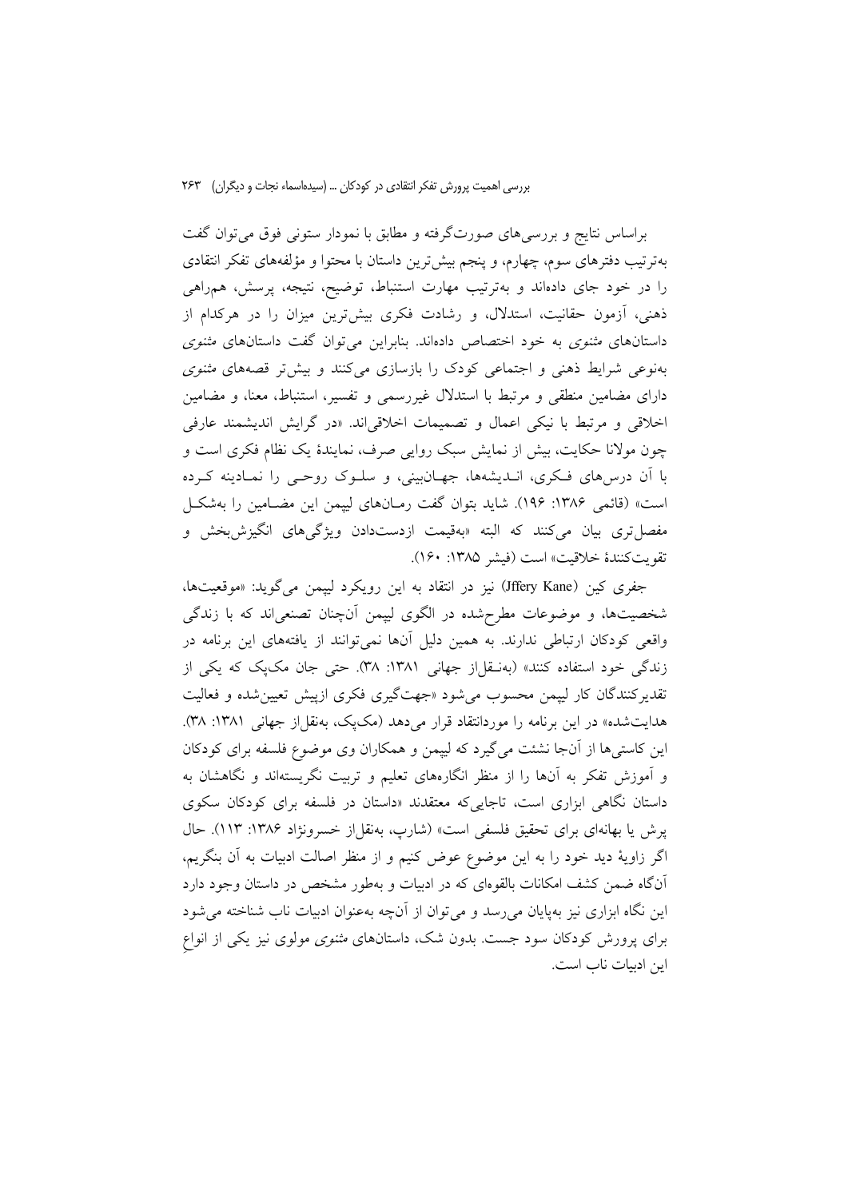براساس نتایج و بررسی‌های صورت‌گرفته و مطابق با نمودار ستونی فوق می‌توان گفت به‌ترتیب دفترهای سوم، چهارم، و پنجم بیش‌ترین داستان با محتوا و مؤلفه‌های تفکر انتقادی را در خود جای داده‌اند و به‌ترتیب مهارت استنباط، توضیح، نتیجه، پرسش، هم‌راهی ذهنی، آزمون حقانیت، استدلال، و رشادت فکری بیش‌ترین میزان را در هرکدام از داستان‌های *مثنوی* به خود اختصاص داده‌اند. بنابراین می‌توان گفت داستان‌های *مثنوی* به‌نوعی شرایط ذهنی و اجتماعی کودک را بازسازی می‌کنند و بیش‌تر قصه‌های *مثنوی* دارای مضامین منطقی و مرتبط با استدلال غیررسمی و تفسیر، استنباط، معنا، و مضامین اخلاقی و مرتبط با نیکی اعمال و تصمیمات اخلاقی‌اند. «در گرایش اندیشمند عارفی چون مولانا حکایت، بیش از نمایش سبک روایی صرف، نمایندهٔ یک نظام فکری است و با آن درس‌های فکری، اندیشه‌ها، جهان‌بینی، و سلوک روحی را نمادینه کرده است» (قائمی ۱۳۸۶: ۱۹۶). شاید بتوان گفت رمان‌های لیپمن این مضامین را به‌شکل مفصل‌تری بیان می‌کنند که البته «به‌قیمت ازدست‌دادن ویژگی‌های انگیزش‌بخش و تقویت‌کنندهٔ خلاقیت» است (فیشر ۱۳۸۵: ۱۶۰).

جفری کین (Jffery Kane) نیز در انتقاد به این رویکرد لیپمن می‌گوید: «موقعیت‌ها، شخصیت‌ها، و موضوعات مطرح‌شده در الگوی لیپمن آن‌چنان تصنعی‌اند که با زندگی واقعی کودکان ارتباطی ندارند. به همین دلیل آن‌ها نمی‌توانند از یافته‌های این برنامه در زندگی خود استفاده کنند» (به‌نقل‌از جهانی ۱۳۸۱: ۳۸). حتی جان مک‌پک که یکی از تقدیرکنندگان کار لیپمن محسوب می‌شود «جهت‌گیری فکری ازپیش تعیین‌شده و فعالیت هدایت‌شده» در این برنامه را موردانتقاد قرار می‌دهد (مک‌پک، به‌نقل‌از جهانی ۱۳۸۱: ۳۸). این کاستی‌ها از آن‌جا نشئت می‌گیرد که لیپمن و همکاران وی موضوع فلسفه برای کودکان و آموزش تفکر به آن‌ها را از منظر انگاره‌های تعلیم و تربیت نگریسته‌اند و نگاهشان به داستان نگاهی ابزاری است، تاجایی‌که معتقدند «داستان در فلسفه برای کودکان سکوی پرش یا بهانه‌ای برای تحقیق فلسفی است» (شارپ، به‌نقل‌از خسرونژاد ۱۳۸۶: ۱۱۳). حال اگر زاویهٔ دید خود را به این موضوع عوض کنیم و از منظر اصالت ادبیات به آن بنگریم، آن‌گاه ضمن کشف امکانات بالقوه‌ای که در ادبیات و به‌طور مشخص در داستان وجود دارد این نگاه ابزاری نیز به‌پایان می‌رسد و می‌توان از آن‌چه به‌عنوان ادبیات ناب شناخته می‌شود برای پرورش کودکان سود جست. بدون شک، داستان‌های *مثنوی* مولوی نیز یکی از انواعِ این ادبیات ناب است.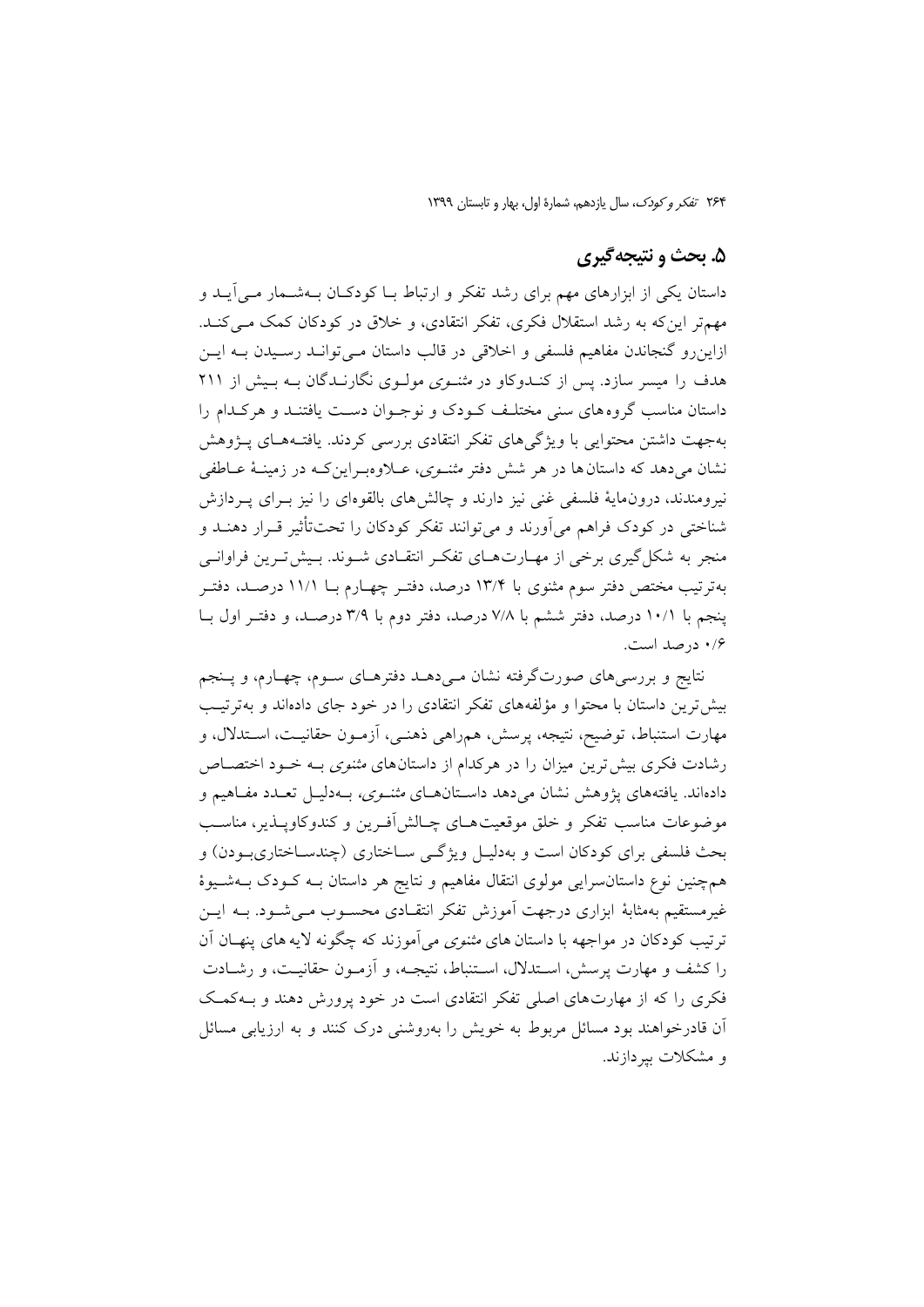## ۵. بحث و نتیجه‌گیری

داستان یکی از ابزارهای مهم برای رشد تفکر و ارتباط با کودکان به‌شمار می‌آید و مهم‌تر این‌که به رشد استقلال فکری، تفکر انتقادی، و خلاق در کودکان کمک می‌کند. ازاین‌رو گنجاندن مفاهیم فلسفی و اخلاقی در قالب داستان می‌تواند رسیدن به این هدف را میسر سازد. پس از کندوکاو در *مثنوی* مولوی نگارندگان به بیش از ۲۱۱ داستان مناسب گروه‌های سنی مختلف کودک و نوجوان دست یافتند و هرکدام را به‌جهت داشتن محتوایی با ویژگی‌های تفکر انتقادی بررسی کردند. یافته‌های پژوهش نشان می‌دهد که داستان‌ها در هر شش دفتر *مثنوی*، علاوه‌براین‌که در زمینهٔ عاطفی نیرومندند، درون‌مایهٔ فلسفی غنی نیز دارند و چالش‌های بالقوه‌ای را نیز برای پردازش شناختی در کودک فراهم می‌آورند و می‌توانند تفکر کودکان را تحت‌تأثیر قرار دهند و منجر به شکل‌گیری برخی از مهارت‌های تفکر انتقادی شوند. بیش‌ترین فراوانی به‌ترتیب مختص دفتر سوم مثنوی با ۱۳/۴ درصد، دفتر چهارم با ۱۱/۱ درصد، دفتر پنجم با ۱۰/۱ درصد، دفتر ششم با ۷/۸ درصد، دفتر دوم با ۳/۹ درصد، و دفتر اول با ۰/۶ درصد است.

نتایج و بررسی‌های صورت‌گرفته نشان می‌دهد دفترهای سوم، چهارم، و پنجم بیش‌ترین داستان با محتوا و مؤلفه‌های تفکر انتقادی را در خود جای داده‌اند و به‌ترتیب مهارت استنباط، توضیح، نتیجه، پرسش، همراهی ذهنی، آزمون حقانیت، استدلال، و رشادت فکری بیش‌ترین میزان را در هرکدام از داستان‌های *مثنوی* به خود اختصاص داده‌اند. یافته‌های پژوهش نشان می‌دهد داستان‌های *مثنوی*، به‌دلیل تعدد مفاهیم و موضوعات مناسب تفکر و خلق موقعیت‌های چالش‌آفرین و کندوکاوپذیر، مناسب بحث فلسفی برای کودکان است و به‌دلیل ویژگی ساختاری (چندساختاری‌بودن) و هم‌چنین نوع داستان‌سرایی مولوی انتقال مفاهیم و نتایج هر داستان به کودک به‌شیوهٔ غیرمستقیم به‌مثابهٔ ابزاری درجهت آموزش تفکر انتقادی محسوب می‌شود. به این ترتیب کودکان در مواجهه با داستان های *مثنوی* می‌آموزند که چگونه لایه های پنهان آن را کشف و مهارت پرسش، استدلال، استنباط، نتیجه، و آزمون حقانیت، و رشادت فکری را که از مهارت‌های اصلی تفکر انتقادی است در خود پرورش دهند و به‌کمک آن قادرخواهند بود مسائل مربوط به خویش را به‌روشنی درک کنند و به ارزیابی مسائل و مشکلات بپردازند.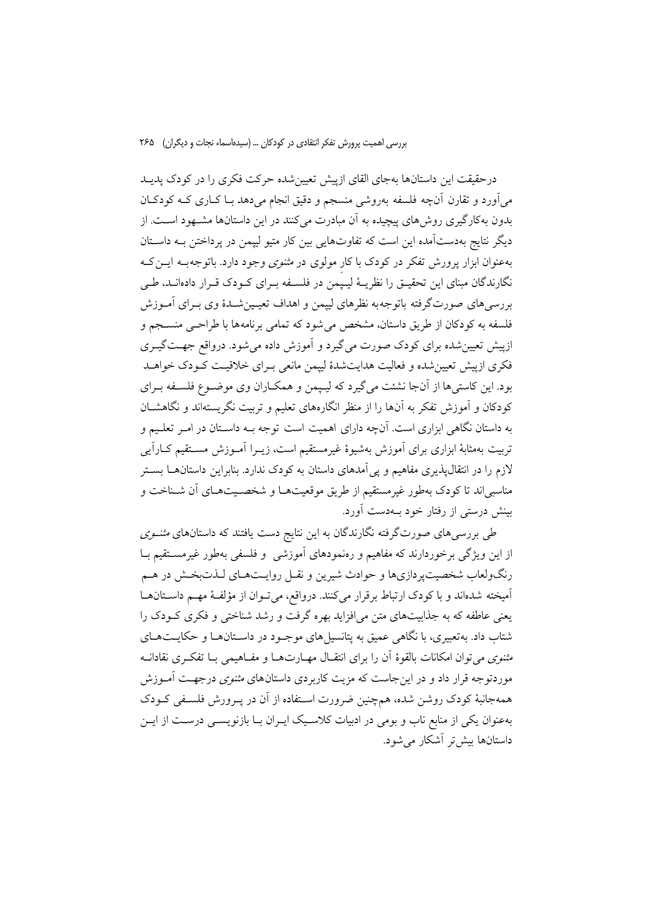درحقیقت این داستان‌ها به‌جای القای ازپیش تعیین‌شده حرکت فکری را در کودک پدید می‌آورد و تقارن آن‌چه فلسفه به‌روشی منسجم و دقیق انجام می‌دهد بـا کـاری کـه کودکـان بدون به‌کارگیری روش‌های پیچیده به آن مبادرت می‌کنند در این داستان‌ها مشـهود اسـت. از دیگر نتایج به‌دست‌آمده این است که تفاوت‌هایی بین کار متیو لیپمن در پرداختن بـه داسـتان به‌عنوان ابزار پرورش تفکر در کودک با کارِ مولوی در *مثنوی* وجود دارد. باتوجه‌بـه ایـن‌کـه نگارندگان مبنای این تحقیـق را نظریـهٔ لیپِمن در فلسـفه بـرای کـودک قـرار داده‌انـد، طـی بررسی‌های صورت‌گرفته باتوجه‌به نظرهای لیپمن و اهداف تعیـین‌شـدهٔ وی بـرای آمـوزش فلسفه به کودکان از طریق داستان، مشخص می‌شود که تمامی برنامه‌ها با طراحـی منسـجم و ازپیش تعیین‌شده برای کودک صورت می‌گیرد و آموزش داده می‌شود. درواقع جهـت‌گیـری فکری ازپیش تعیین‌شده و فعالیت هدایت‌شدهٔ لیپمن مانعی بـرای خلاقیـت کـودک خواهـد بود. این کاستی‌ها از آن‌جا نشئت می‌گیرد که لیـپمن و همکـاران وی موضـوع فلسـفه بـرای کودکان و آموزش تفکر به آن‌ها را از منظر انگاره‌های تعلیم و تربیت نگریسته‌اند و نگاهشـان به داستان نگاهی ابزاری است. آن‌چه دارای اهمیت است توجه بـه داسـتان در امـر تعلـیم و تربیت به‌مثابهٔ ابزاری برای آموزش به‌شیوهٔ غیرمستقیم است، زیـرا آمـوزش مسـتقیم کـارآیی لازم را در انتقال‌پذیری مفاهیم و پی‌آمدهای داستان به کودک ندارد. بنابراین داستان‌هـا بسـتر مناسبی‌اند تا کودک به‌طور غیرمستقیم از طریق موقعیت‌هـا و شخصـیت‌هـای آن شـناخت و بینش درستی از رفتار خود بـه‌دست آورد.

طی بررسی‌های صورت‌گرفته نگارندگان به این نتایج دست یافتند که داستان‌های *مثنـوی* از این ویژگی برخوردارند که مفاهیم و رهنمودهای آموزشی و فلسفی به‌طور غیرمسـتقیم بـا رنگ‌ولعاب شخصیت‌پردازی‌ها و حوادث شیرین و نقـل روایـت‌هـای لـذت‌بخـش در هـم آمیخته شده‌اند و با کودک ارتباط برقرار می‌کنند. درواقع، می‌تـوان از مؤلفـهٔ مهـم داسـتان‌هـا یعنی عاطفه که به جذابیت‌های متن می‌افزاید بهره گرفت و رشد شناختی و فکری کـودک را شتاب داد. به‌تعبیری، با نگاهی عمیق به پتانسیل‌های موجـود در داسـتان‌هـا و حکایـت‌هـای *مثنوی* می‌توان امکانات بالقوهٔ آن را برای انتقـال مهـارت‌هـا و مفـاهیمی بـا تفکـری نقادانـه موردتوجه قرار داد و در این‌جاست که مزیت کاربردی داستان‌های *مثنوی* درجهـت آمـوزش همه‌جانبهٔ کودک روشن شده، هم‌چنین ضرورت اسـتفاده از آن در پـرورش فلسـفی کـودک به‌عنوان یکی از منابع ناب و بومی در ادبیات کلاسـیک ایـران بـا بازنویسـی درسـت از ایـن داستان‌ها بیش‌تر آشکار می‌شود.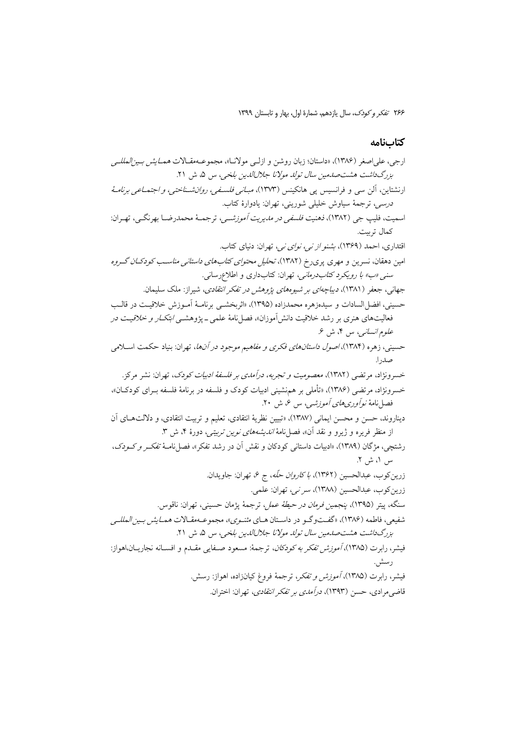## کتاب‌نامه

ارجی، علی‌اصغر (۱۳۸۶)، «داستان؛ زبان روشن و ازلی مولانا»، مجموعه‌مقالات *همایش بین‌المللی بزرگ‌داشت هشت‌صدمین سال تولد مولانا جلال‌الدین بلخی*، س ۵، ش ۲۱.

ارنشتاین، آلن سی و فرانسیس پی هانکینس (۱۳۷۳)، *مبانی فلسفی، روان‌شناختی، و اجتماعی برنامهٔ درسی*، ترجمهٔ سیاوش خلیلی شورینی، تهران: یادوارهٔ کتاب.

اسمیت، فلیپ جی (۱۳۸۲)، *ذهنیت فلسفی در مدیریت آموزشی*، ترجمهٔ محمدرضا بهرنگی، تهران: کمال تربیت.

اقتداری، احمد (۱۳۶۹)، *بشنو از نی، نوای نی*، تهران: دنیای کتاب.

امین دهقان، نسرین و مهری پری‌رخ (۱۳۸۲)، *تحلیل محتوای کتاب‌های داستانی مناسب کودکان گروه سنی «ب» با رویکرد کتاب‌درمانی*، تهران: کتاب‌داری و اطلاع‌رسانی.

جهانی، جعفر (۱۳۸۱)، *دیباچه‌ای بر شیوه‌های پژوهش در تفکر انتقادی*، شیراز: ملک سلیمان.

حسینی، افضل‌السادات و سیده‌زهره محمدزاده (۱۳۹۵)، «اثربخشی برنامهٔ آموزش خلاقیت در قالب فعالیت‌های هنری بر رشد خلاقیت دانش‌آموزان»، فصل‌نامهٔ علمی ـ پژوهشی *ابتکار و خلاقیت در علوم انسانی*، س ۴، ش ۶.

حسینی، زهره (۱۳۸۴)، *اصول داستان‌های فکری و مفاهیم موجود در آن‌ها*، تهران: بنیاد حکمت اسلامی صدرا.

خسرونژاد، مرتضی (۱۳۸۲)، *معصومیت و تجربه، درآمدی بر فلسفهٔ ادبیات کودک*، تهران: نشر مرکز.

خسرونژاد، مرتضی (۱۳۸۶)، «تأملی بر هم‌نشینی ادبیات کودک و فلسفه در برنامهٔ فلسفه برای کودکان»، فصل‌نامهٔ *نوآوری‌های آموزشی*، س ۶، ش ۲۰.

دیناروند، حسن و محسن ایمانی (۱۳۸۷)، «تبیین نظریهٔ انتقادی، تعلیم و تربیت انتقادی، و دلالت‌های آن از منظر فریره و ژیرو و نقد آن»، فصل‌نامهٔ *اندیشه‌های نوین تربیتی*، دورهٔ ۴، ش ۳.

رشتچی، مژگان (۱۳۸۹)، «ادبیات داستانی کودکان و نقش آن در رشد تفکر»، فصل‌نامهٔ *تفکر و کودک*، س ۱، ش ۲.

زرین‌کوب، عبدالحسین (۱۳۶۲)، *با کاروان حلّه*، ج ۶، تهران: جاویدان.

زرین‌کوب، عبدالحسین (۱۳۸۸)، *سر نی*، تهران: علمی.

سنگه، پیتر (۱۳۹۵)، *پنجمین فرمان در حیطهٔ عمل*، ترجمهٔ پژمان حسینی، تهران: ناقوس.

شفیعی، فاطمه (۱۳۸۶)، «گفت‌وگو در داستان‌های مثنوی»، مجموعه‌مقالات *همایش بین‌المللی بزرگ‌داشت هشت‌صدمین سال تولد مولانا جلال‌الدین بلخی*، س ۵، ش ۲۱.

فیشر، رابرت (۱۳۸۵)، *آموزش تفکر به کودکان*، ترجمهٔ مسعود صفایی مقدم و افسانه نجاریان، اهواز: رسش.

فیشر، رابرت (۱۳۸۵)، *آموزش و تفکر*، ترجمهٔ فروغ کیان‌زاده، اهواز: رسش.

قاضی‌مرادی، حسن (۱۳۹۳)، *درآمدی بر تفکر انتقادی*، تهران: اختران.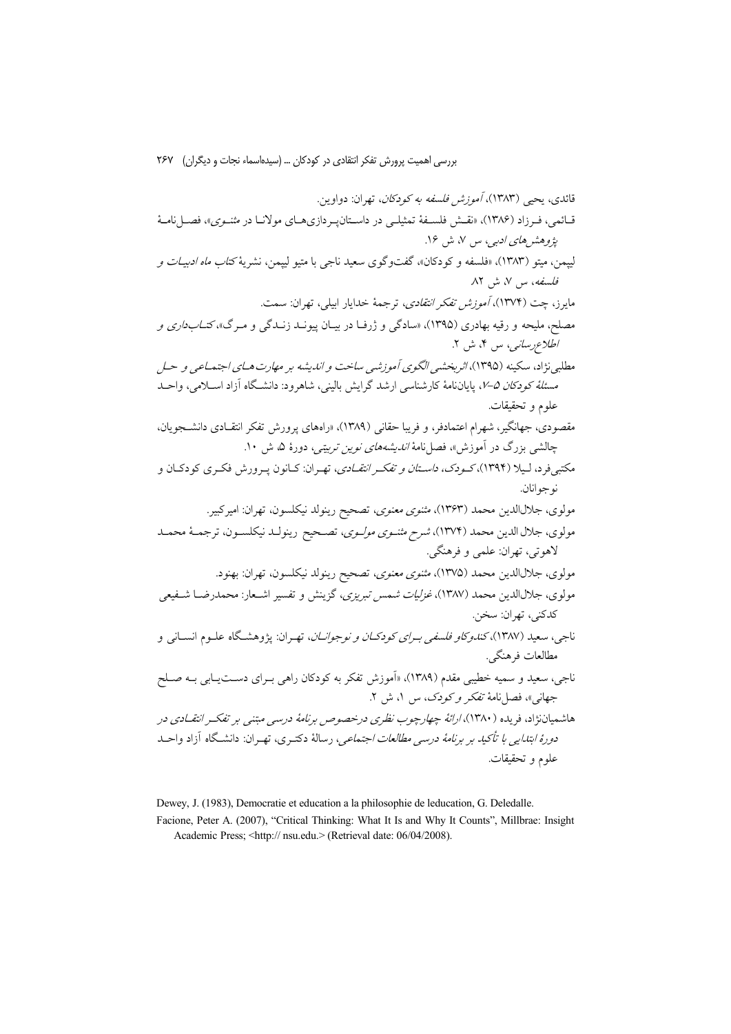قائدی، یحیی (۱۳۸۳)، *آموزش فلسفه به کودکان*، تهران: دواوین.

قـائمی، فـرزاد (۱۳۸۶)، «نقـش فلسـفهٔ تمثیلـی در داسـتان‌پـردازی‌هـای مولانـا در *مثنـوی*»، فصـل‌نامهٔ *پژوهش‌های ادبی*، س ۷، ش ۱۶.

لیپمن، میتو (۱۳۸۳)، «فلسفه و کودکان»، گفت‌وگوی سعید ناجی با متیو لیپمن، نشریهٔ *کتاب ماه ادبیـات و فلسفه*، س ۷، ش ۸۲.

مایرز، چت (۱۳۷۴)، *آموزش تفکر انتقادی*، ترجمهٔ خدایار ابیلی، تهران: سمت.

مصلح، ملیحه و رقیه بهادری (۱۳۹۵)، «سادگی و ژرفـا در بیـان پیونـد زنـدگی و مـرگ»، *کتـاب‌داری و اطلاع‌رسانی*، س ۴، ش ۲.

مطلبی‌نژاد، سکینه (۱۳۹۵)، *اثربخشی الگوی آموزشی ساخت و اندیشه بر مهارت‌هـای اجتمـاعی و حـل مسئلهٔ کودکان ۵-۷*، پایان‌نامهٔ کارشناسی ارشد گرایش بالینی، شاهرود: دانشـگاه آزاد اسـلامی، واحـد علوم و تحقیقات.

مقصودی، جهانگیر، شهرام اعتمادفر، و فریبا حقانی (۱۳۸۹)، «راه‌های پرورش تفکر انتقـادی دانشـجویان، چالشی بزرگ در آموزش»، فصل‌نامهٔ *اندیشه‌های نوین تربیتی*، دورهٔ ۵، ش ۱۰.

مکتبی‌فرد، لـیلا (۱۳۹۴)، *کـودک، داسـتان و تفکـر انتقـادی*، تهـران: کـانون پـرورش فکـری کودکـان و نوجوانان.

مولوی، جلال‌الدین محمد (۱۳۶۳)، *مثنوی معنوی*، تصحیح رینولد نیکلسون، تهران: امیرکبیر.

مولوی، جلال الدین محمد (۱۳۷۴)، *شرح مثنـوی مولـوی*، تصـحیح رینولـد نیکلسـون، ترجمـهٔ محمـد لاهوتی، تهران: علمی و فرهنگی.

مولوی، جلال‌الدین محمد (۱۳۷۵)، *مثنوی معنوی*، تصحیح رینولد نیکلسون، تهران: بهنود.

مولوی، جلال‌الدین محمد (۱۳۸۷)، *غزلیات شمس تبریزی*، گزینش و تفسیر اشـعار: محمدرضـا شـفیعی کدکنی، تهران: سخن.

ناجی، سعید (۱۳۸۷)، *کندوکاو فلسفی بـرای کودکـان و نوجوانـان*، تهـران: پژوهشـگاه علـوم انسـانی و مطالعات فرهنگی.

ناجی، سعید و سمیه خطیبی مقدم (۱۳۸۹)، «آموزش تفکر به کودکان راهی بـرای دسـت‌یـابی بـه صـلح جهانی»، فصل‌نامهٔ *تفکر و کودک*، س ۱، ش ۲.

هاشمیان‌نژاد، فریده (۱۳۸۰)، *ارائهٔ چهارچوب نظری درخصوص برنامهٔ درسی مبتنی بر تفکـر انتقـادی در دورهٔ ابتدایی با تأکید بر برنامهٔ درسی مطالعات اجتماعی*، رسالهٔ دکتـری، تهـران: دانشـگاه آزاد واحـد علوم و تحقیقات.

Dewey, J. (1983), Democratie et education a la philosophie de leducation, G. Deledalle.

Facione, Peter A. (2007), "Critical Thinking: What It Is and Why It Counts", Millbrae: Insight Academic Press; <http:// nsu.edu.> (Retrieval date: 06/04/2008).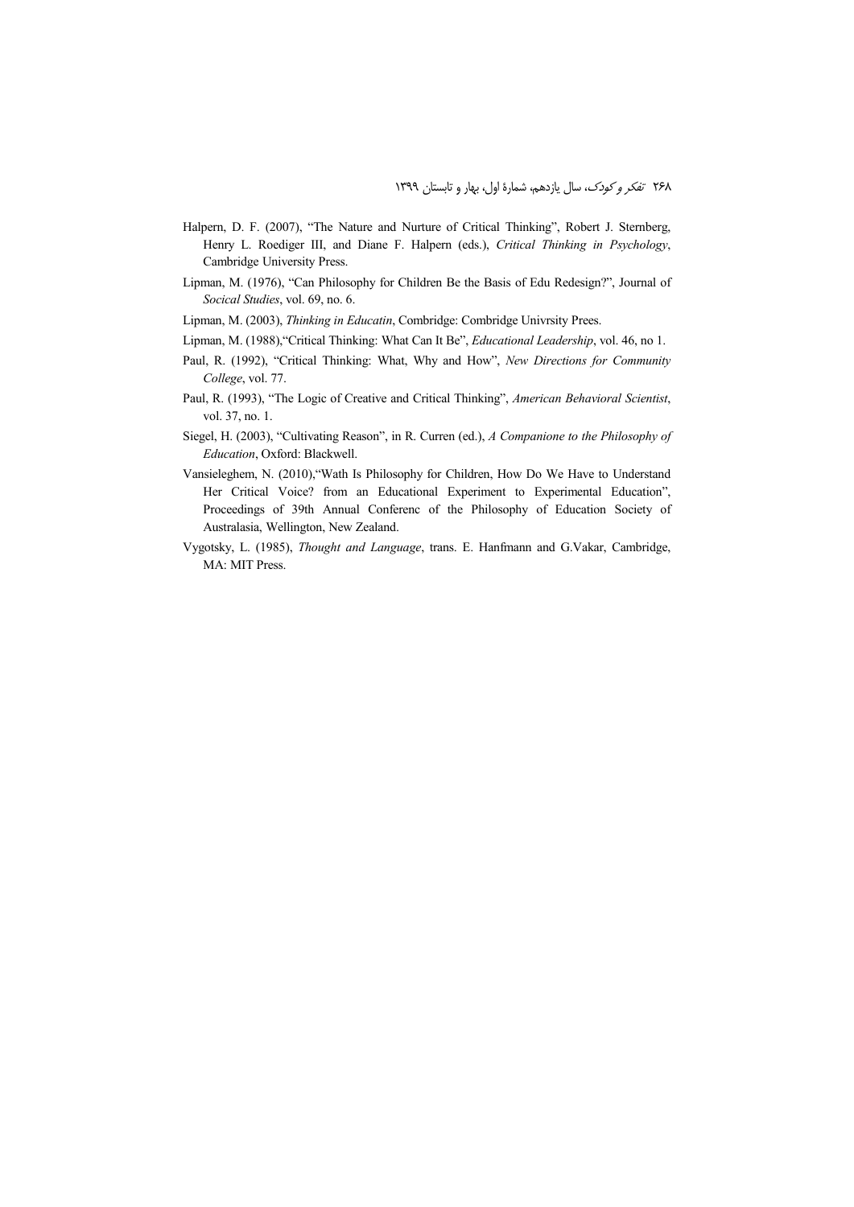Halpern, D. F. (2007), "The Nature and Nurture of Critical Thinking", Robert J. Sternberg, Henry L. Roediger III, and Diane F. Halpern (eds.), *Critical Thinking in Psychology*, Cambridge University Press.

Lipman, M. (1976), "Can Philosophy for Children Be the Basis of Edu Redesign?", Journal of *Socical Studies*, vol. 69, no. 6.

Lipman, M. (2003), *Thinking in Educatin*, Combridge: Combridge Univrsity Prees.

Lipman, M. (1988),"Critical Thinking: What Can It Be", *Educational Leadership*, vol. 46, no 1.

Paul, R. (1992), "Critical Thinking: What, Why and How", *New Directions for Community College*, vol. 77.

Paul, R. (1993), "The Logic of Creative and Critical Thinking", *American Behavioral Scientist*, vol. 37, no. 1.

Siegel, H. (2003), "Cultivating Reason", in R. Curren (ed.), *A Companione to the Philosophy of Education*, Oxford: Blackwell.

Vansieleghem, N. (2010),"Wath Is Philosophy for Children, How Do We Have to Understand Her Critical Voice? from an Educational Experiment to Experimental Education", Proceedings of 39th Annual Conferenc of the Philosophy of Education Society of Australasia, Wellington, New Zealand.

Vygotsky, L. (1985), *Thought and Language*, trans. E. Hanfmann and G.Vakar, Cambridge, MA: MIT Press.